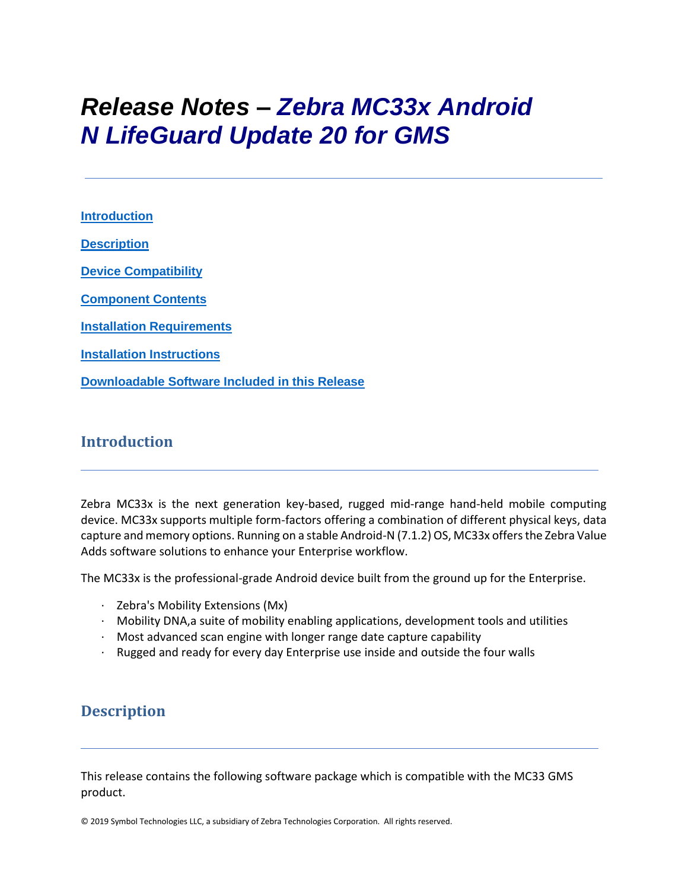# Release Notes – Zebra MC33x Android N LifeGuard Update 20 for GMS

[Introduction](#introduction)

[Description](#description)

[Device Compatibility](#device-compatibility)

[Component Contents](#component-contents)

[Installation Requirements](#installation-requirements)

[Installation Instructions](#installation-instructions)

[Downloadable Software Included in this Release](#downloadable-software-included-in-this-release)

## Introduction

Zebra MC33x is the next generation key-based, rugged mid-range hand-held mobile computing device. MC33x supports multiple form-factors offering a combination of different physical keys, data capture and memory options. Running on a stable Android-N (7.1.2) OS, MC33x offers the Zebra Value Adds software solutions to enhance your Enterprise workflow.

The MC33x is the professional-grade Android device built from the ground up for the Enterprise.

- Zebra's Mobility Extensions (Mx)
- Mobility DNA,a suite of mobility enabling applications, development tools and utilities
- Most advanced scan engine with longer range date capture capability
- Rugged and ready for every day Enterprise use inside and outside the four walls

## Description

This release contains the following software package which is compatible with the MC33 GMS product.

© 2019 Symbol Technologies LLC, a subsidiary of Zebra Technologies Corporation. All rights reserved.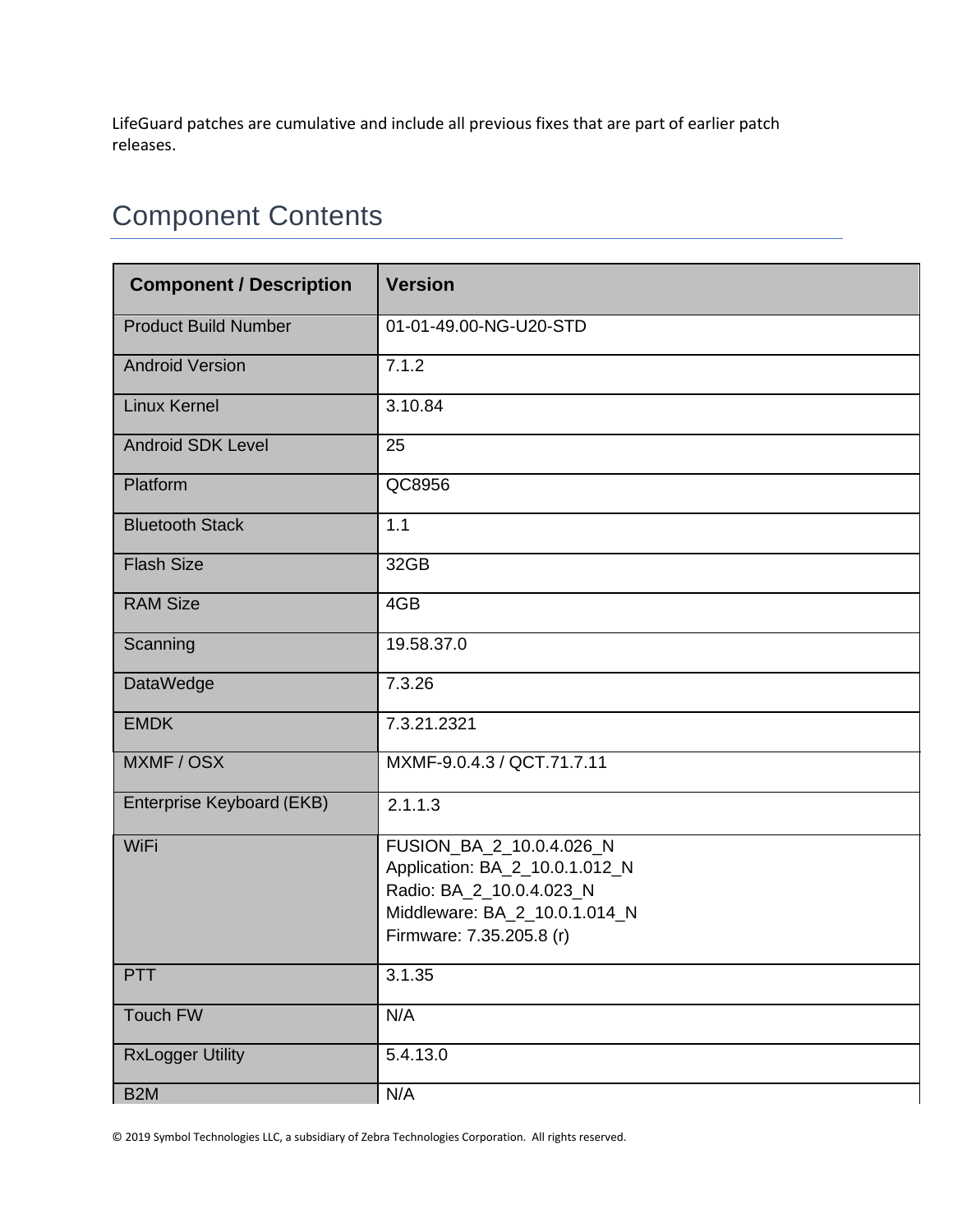LifeGuard patches are cumulative and include all previous fixes that are part of earlier patch releases.

## Component Contents

| Component / Description | Version |
|---|---|
| Product Build Number | 01-01-49.00-NG-U20-STD |
| Android Version | 7.1.2 |
| Linux Kernel | 3.10.84 |
| Android SDK Level | 25 |
| Platform | QC8956 |
| Bluetooth Stack | 1.1 |
| Flash Size | 32GB |
| RAM Size | 4GB |
| Scanning | 19.58.37.0 |
| DataWedge | 7.3.26 |
| EMDK | 7.3.21.2321 |
| MXMF / OSX | MXMF-9.0.4.3 / QCT.71.7.11 |
| Enterprise Keyboard (EKB) | 2.1.1.3 |
| WiFi | FUSION_BA_2_10.0.4.026_N<br>Application: BA_2_10.0.1.012_N<br>Radio: BA_2_10.0.4.023_N<br>Middleware: BA_2_10.0.1.014_N<br>Firmware: 7.35.205.8 (r) |
| PTT | 3.1.35 |
| Touch FW | N/A |
| RxLogger Utility | 5.4.13.0 |
| B2M | N/A |

© 2019 Symbol Technologies LLC, a subsidiary of Zebra Technologies Corporation. All rights reserved.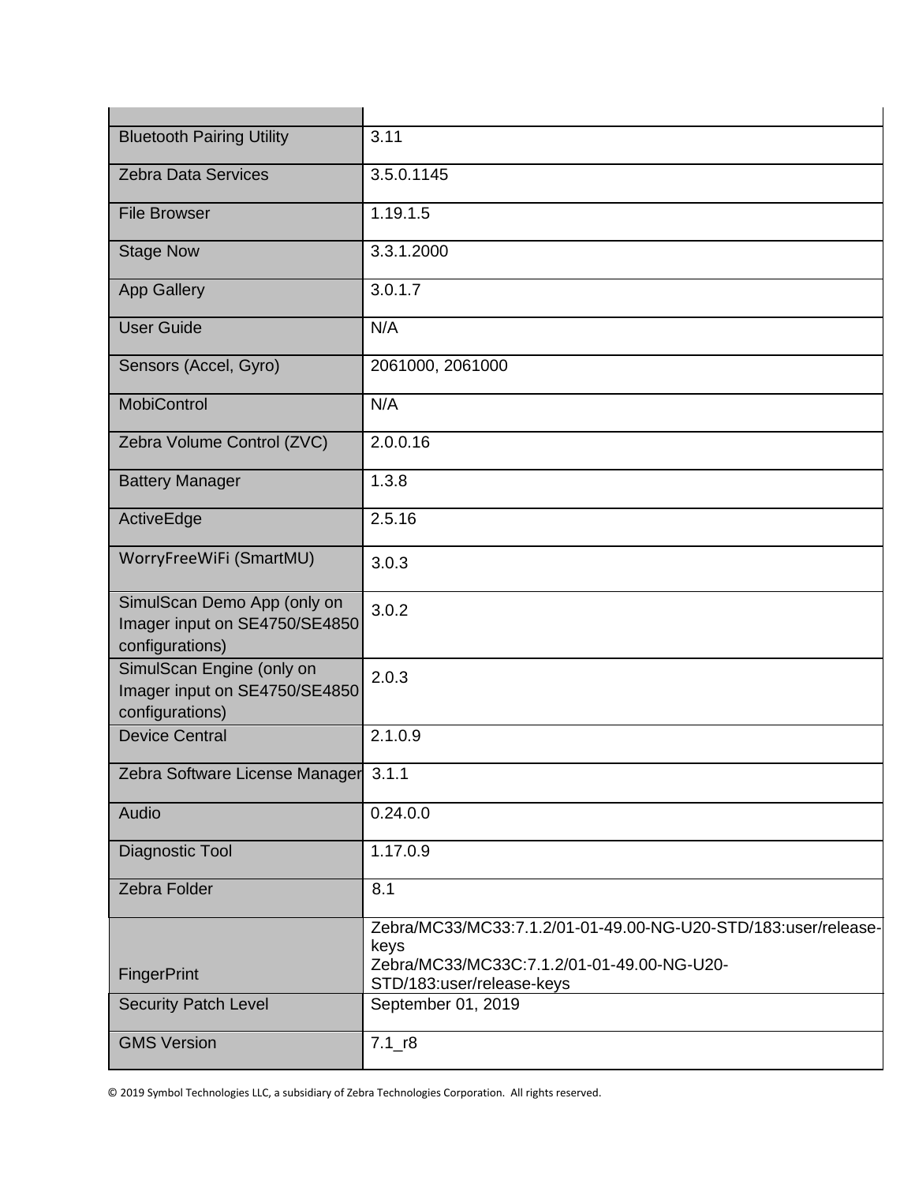| | |
|---|---|
| Bluetooth Pairing Utility | 3.11 |
| Zebra Data Services | 3.5.0.1145 |
| File Browser | 1.19.1.5 |
| Stage Now | 3.3.1.2000 |
| App Gallery | 3.0.1.7 |
| User Guide | N/A |
| Sensors (Accel, Gyro) | 2061000, 2061000 |
| MobiControl | N/A |
| Zebra Volume Control (ZVC) | 2.0.0.16 |
| Battery Manager | 1.3.8 |
| ActiveEdge | 2.5.16 |
| WorryFreeWiFi (SmartMU) | 3.0.3 |
| SimulScan Demo App (only on Imager input on SE4750/SE4850 configurations) | 3.0.2 |
| SimulScan Engine (only on Imager input on SE4750/SE4850 configurations) | 2.0.3 |
| Device Central | 2.1.0.9 |
| Zebra Software License Manager | 3.1.1 |
| Audio | 0.24.0.0 |
| Diagnostic Tool | 1.17.0.9 |
| Zebra Folder | 8.1 |
| FingerPrint | Zebra/MC33/MC33:7.1.2/01-01-49.00-NG-U20-STD/183:user/release-keys<br>Zebra/MC33/MC33C:7.1.2/01-01-49.00-NG-U20-STD/183:user/release-keys |
| Security Patch Level | September 01, 2019 |
| GMS Version | 7.1_r8 |

© 2019 Symbol Technologies LLC, a subsidiary of Zebra Technologies Corporation. All rights reserved.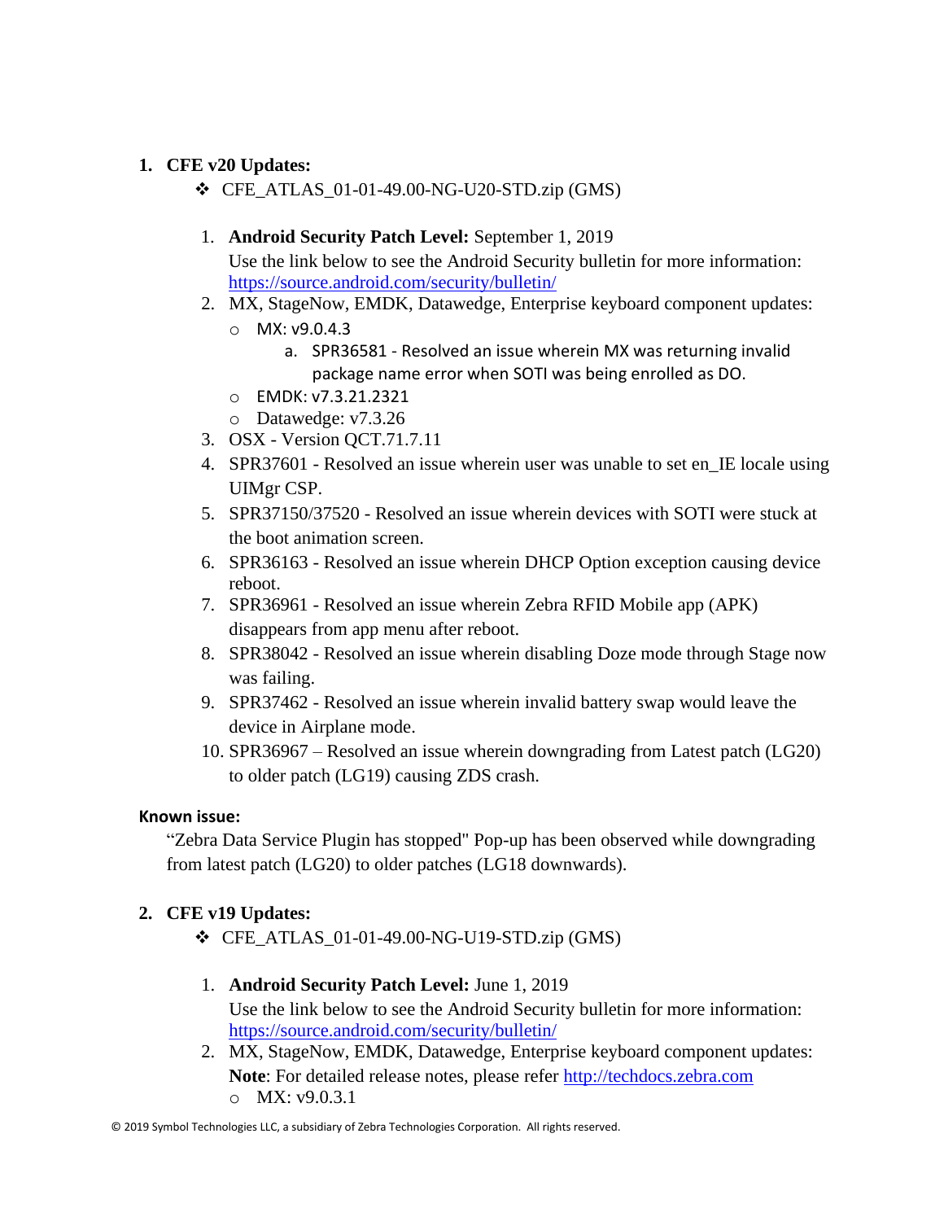1. **CFE v20 Updates:**
   - CFE_ATLAS_01-01-49.00-NG-U20-STD.zip (GMS)

     1. **Android Security Patch Level:** September 1, 2019
        Use the link below to see the Android Security bulletin for more information: [https://source.android.com/security/bulletin/](https://source.android.com/security/bulletin/)
     2. MX, StageNow, EMDK, Datawedge, Enterprise keyboard component updates:
        - MX: v9.0.4.3
          a. SPR36581 - Resolved an issue wherein MX was returning invalid package name error when SOTI was being enrolled as DO.
        - EMDK: v7.3.21.2321
        - Datawedge: v7.3.26
     3. OSX - Version QCT.71.7.11
     4. SPR37601 - Resolved an issue wherein user was unable to set en_IE locale using UIMgr CSP.
     5. SPR37150/37520 - Resolved an issue wherein devices with SOTI were stuck at the boot animation screen.
     6. SPR36163 - Resolved an issue wherein DHCP Option exception causing device reboot.
     7. SPR36961 - Resolved an issue wherein Zebra RFID Mobile app (APK) disappears from app menu after reboot.
     8. SPR38042 - Resolved an issue wherein disabling Doze mode through Stage now was failing.
     9. SPR37462 - Resolved an issue wherein invalid battery swap would leave the device in Airplane mode.
     10. SPR36967 – Resolved an issue wherein downgrading from Latest patch (LG20) to older patch (LG19) causing ZDS crash.

**Known issue:**

"Zebra Data Service Plugin has stopped" Pop-up has been observed while downgrading from latest patch (LG20) to older patches (LG18 downwards).

2. **CFE v19 Updates:**
   - CFE_ATLAS_01-01-49.00-NG-U19-STD.zip (GMS)

     1. **Android Security Patch Level:** June 1, 2019
        Use the link below to see the Android Security bulletin for more information: [https://source.android.com/security/bulletin/](https://source.android.com/security/bulletin/)
     2. MX, StageNow, EMDK, Datawedge, Enterprise keyboard component updates:
        **Note**: For detailed release notes, please refer [http://techdocs.zebra.com](http://techdocs.zebra.com)
        - MX: v9.0.3.1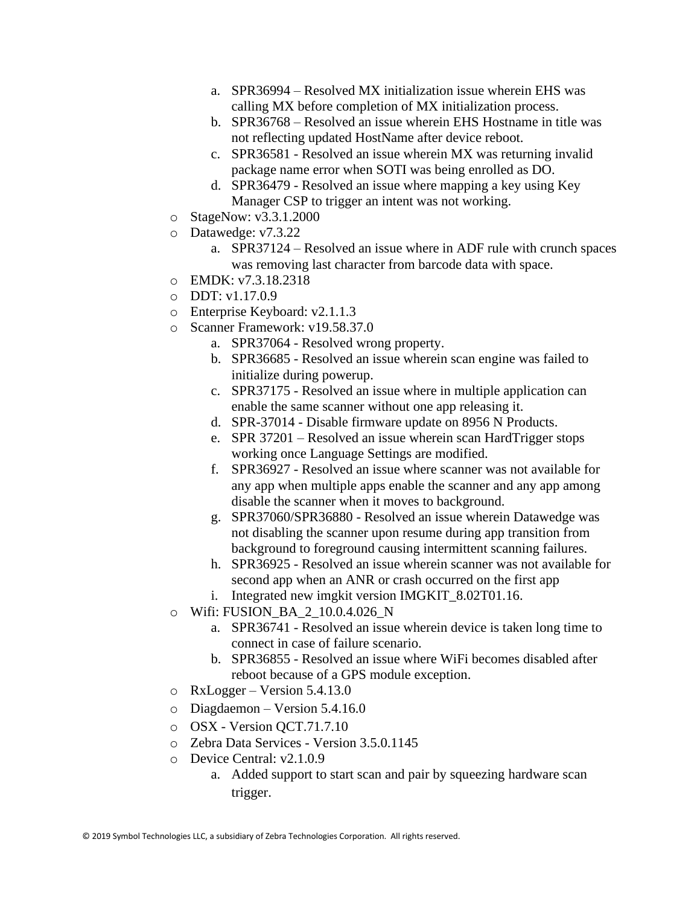a. SPR36994 – Resolved MX initialization issue wherein EHS was calling MX before completion of MX initialization process.
   b. SPR36768 – Resolved an issue wherein EHS Hostname in title was not reflecting updated HostName after device reboot.
   c. SPR36581 - Resolved an issue wherein MX was returning invalid package name error when SOTI was being enrolled as DO.
   d. SPR36479 - Resolved an issue where mapping a key using Key Manager CSP to trigger an intent was not working.

- StageNow: v3.3.1.2000
- Datawedge: v7.3.22
   a. SPR37124 – Resolved an issue where in ADF rule with crunch spaces was removing last character from barcode data with space.
- EMDK: v7.3.18.2318
- DDT: v1.17.0.9
- Enterprise Keyboard: v2.1.1.3
- Scanner Framework: v19.58.37.0
   a. SPR37064 - Resolved wrong property.
   b. SPR36685 - Resolved an issue wherein scan engine was failed to initialize during powerup.
   c. SPR37175 - Resolved an issue where in multiple application can enable the same scanner without one app releasing it.
   d. SPR-37014 - Disable firmware update on 8956 N Products.
   e. SPR 37201 – Resolved an issue wherein scan HardTrigger stops working once Language Settings are modified.
   f. SPR36927 - Resolved an issue where scanner was not available for any app when multiple apps enable the scanner and any app among disable the scanner when it moves to background.
   g. SPR37060/SPR36880 - Resolved an issue wherein Datawedge was not disabling the scanner upon resume during app transition from background to foreground causing intermittent scanning failures.
   h. SPR36925 - Resolved an issue wherein scanner was not available for second app when an ANR or crash occurred on the first app
   i. Integrated new imgkit version IMGKIT_8.02T01.16.
- Wifi: FUSION_BA_2_10.0.4.026_N
   a. SPR36741 - Resolved an issue wherein device is taken long time to connect in case of failure scenario.
   b. SPR36855 - Resolved an issue where WiFi becomes disabled after reboot because of a GPS module exception.
- RxLogger – Version 5.4.13.0
- Diagdaemon – Version 5.4.16.0
- OSX - Version QCT.71.7.10
- Zebra Data Services - Version 3.5.0.1145
- Device Central: v2.1.0.9
   a. Added support to start scan and pair by squeezing hardware scan trigger.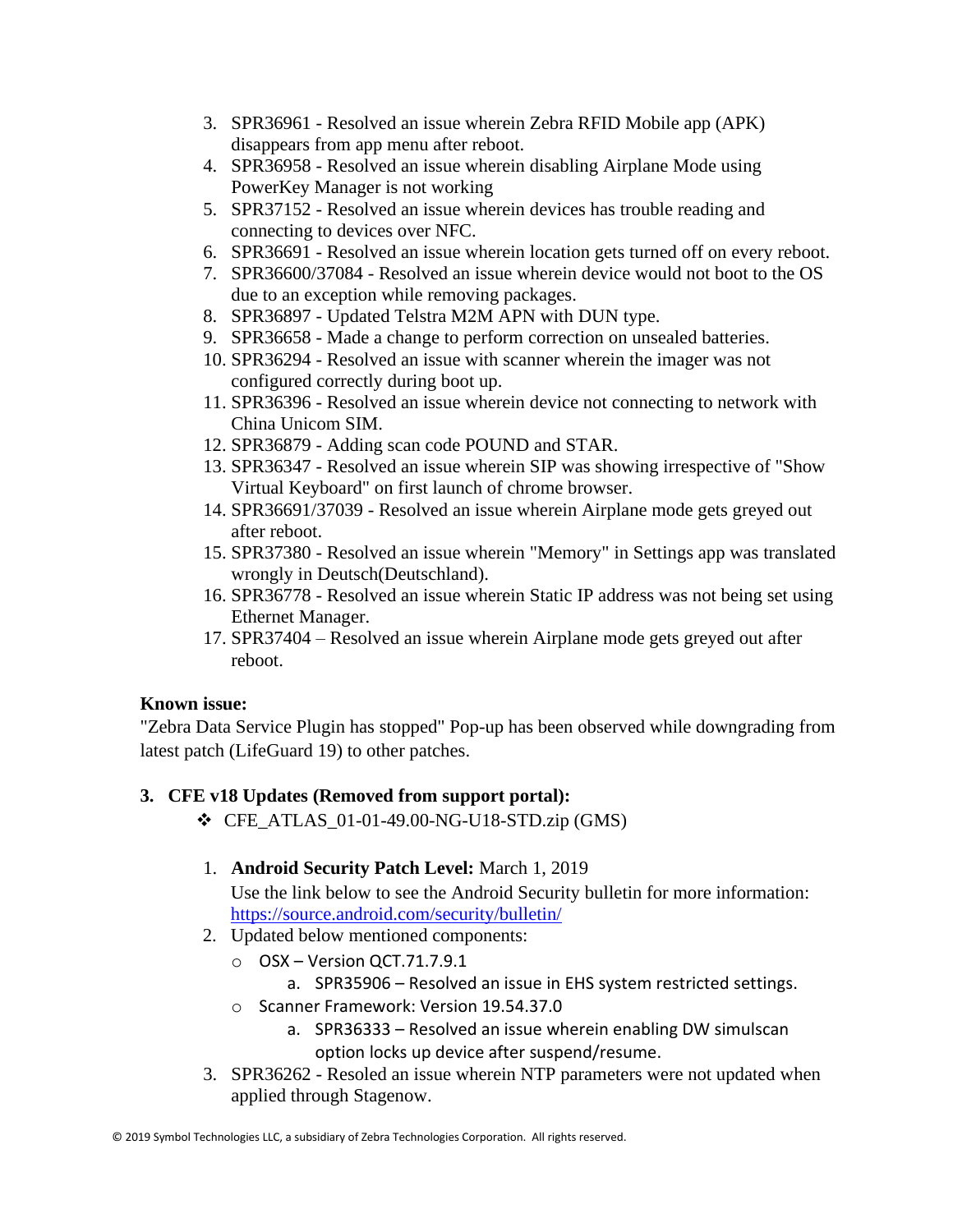3. SPR36961 - Resolved an issue wherein Zebra RFID Mobile app (APK) disappears from app menu after reboot.
4. SPR36958 - Resolved an issue wherein disabling Airplane Mode using PowerKey Manager is not working
5. SPR37152 - Resolved an issue wherein devices has trouble reading and connecting to devices over NFC.
6. SPR36691 - Resolved an issue wherein location gets turned off on every reboot.
7. SPR36600/37084 - Resolved an issue wherein device would not boot to the OS due to an exception while removing packages.
8. SPR36897 - Updated Telstra M2M APN with DUN type.
9. SPR36658 - Made a change to perform correction on unsealed batteries.
10. SPR36294 - Resolved an issue with scanner wherein the imager was not configured correctly during boot up.
11. SPR36396 - Resolved an issue wherein device not connecting to network with China Unicom SIM.
12. SPR36879 - Adding scan code POUND and STAR.
13. SPR36347 - Resolved an issue wherein SIP was showing irrespective of "Show Virtual Keyboard" on first launch of chrome browser.
14. SPR36691/37039 - Resolved an issue wherein Airplane mode gets greyed out after reboot.
15. SPR37380 - Resolved an issue wherein "Memory" in Settings app was translated wrongly in Deutsch(Deutschland).
16. SPR36778 - Resolved an issue wherein Static IP address was not being set using Ethernet Manager.
17. SPR37404 – Resolved an issue wherein Airplane mode gets greyed out after reboot.

**Known issue:**

"Zebra Data Service Plugin has stopped" Pop-up has been observed while downgrading from latest patch (LifeGuard 19) to other patches.

### 3. CFE v18 Updates (Removed from support portal):

- CFE_ATLAS_01-01-49.00-NG-U18-STD.zip (GMS)

1. **Android Security Patch Level:** March 1, 2019

   Use the link below to see the Android Security bulletin for more information: https://source.android.com/security/bulletin/
2. Updated below mentioned components:
   - OSX – Version QCT.71.7.9.1
     a. SPR35906 – Resolved an issue in EHS system restricted settings.
   - Scanner Framework: Version 19.54.37.0
     a. SPR36333 – Resolved an issue wherein enabling DW simulscan option locks up device after suspend/resume.
3. SPR36262 - Resoled an issue wherein NTP parameters were not updated when applied through Stagenow.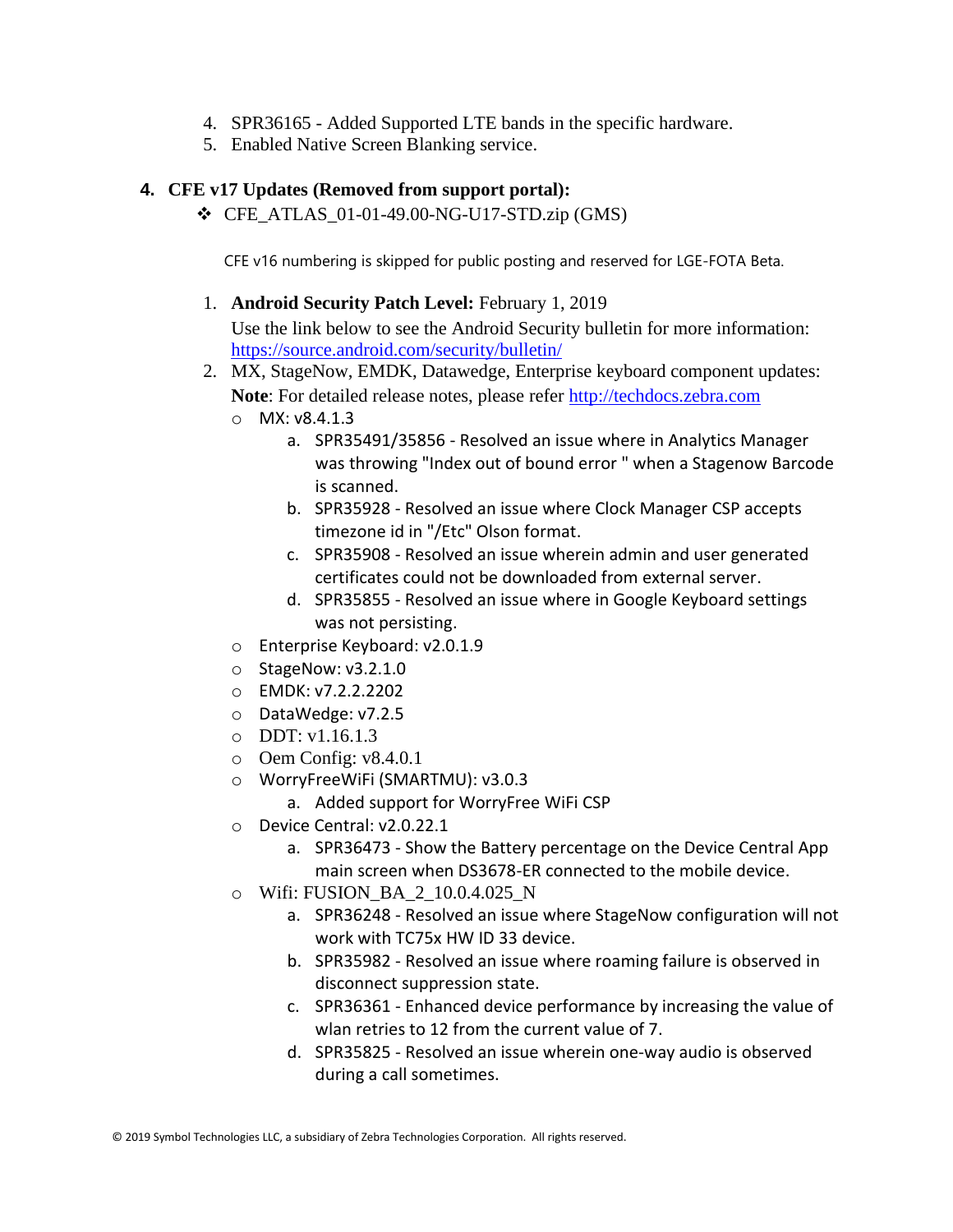4. SPR36165 - Added Supported LTE bands in the specific hardware.
5. Enabled Native Screen Blanking service.

## 4. CFE v17 Updates (Removed from support portal):

- CFE_ATLAS_01-01-49.00-NG-U17-STD.zip (GMS)

CFE v16 numbering is skipped for public posting and reserved for LGE-FOTA Beta.

1. **Android Security Patch Level:** February 1, 2019
   Use the link below to see the Android Security bulletin for more information: [https://source.android.com/security/bulletin/](https://source.android.com/security/bulletin/)
2. MX, StageNow, EMDK, Datawedge, Enterprise keyboard component updates:
   **Note**: For detailed release notes, please refer [http://techdocs.zebra.com](http://techdocs.zebra.com)
   - MX: v8.4.1.3
     a. SPR35491/35856 - Resolved an issue where in Analytics Manager was throwing "Index out of bound error " when a Stagenow Barcode is scanned.
     b. SPR35928 - Resolved an issue where Clock Manager CSP accepts timezone id in "/Etc" Olson format.
     c. SPR35908 - Resolved an issue wherein admin and user generated certificates could not be downloaded from external server.
     d. SPR35855 - Resolved an issue where in Google Keyboard settings was not persisting.
   - Enterprise Keyboard: v2.0.1.9
   - StageNow: v3.2.1.0
   - EMDK: v7.2.2.2202
   - DataWedge: v7.2.5
   - DDT: v1.16.1.3
   - Oem Config: v8.4.0.1
   - WorryFreeWiFi (SMARTMU): v3.0.3
     a. Added support for WorryFree WiFi CSP
   - Device Central: v2.0.22.1
     a. SPR36473 - Show the Battery percentage on the Device Central App main screen when DS3678-ER connected to the mobile device.
   - Wifi: FUSION_BA_2_10.0.4.025_N
     a. SPR36248 - Resolved an issue where StageNow configuration will not work with TC75x HW ID 33 device.
     b. SPR35982 - Resolved an issue where roaming failure is observed in disconnect suppression state.
     c. SPR36361 - Enhanced device performance by increasing the value of wlan retries to 12 from the current value of 7.
     d. SPR35825 - Resolved an issue wherein one-way audio is observed during a call sometimes.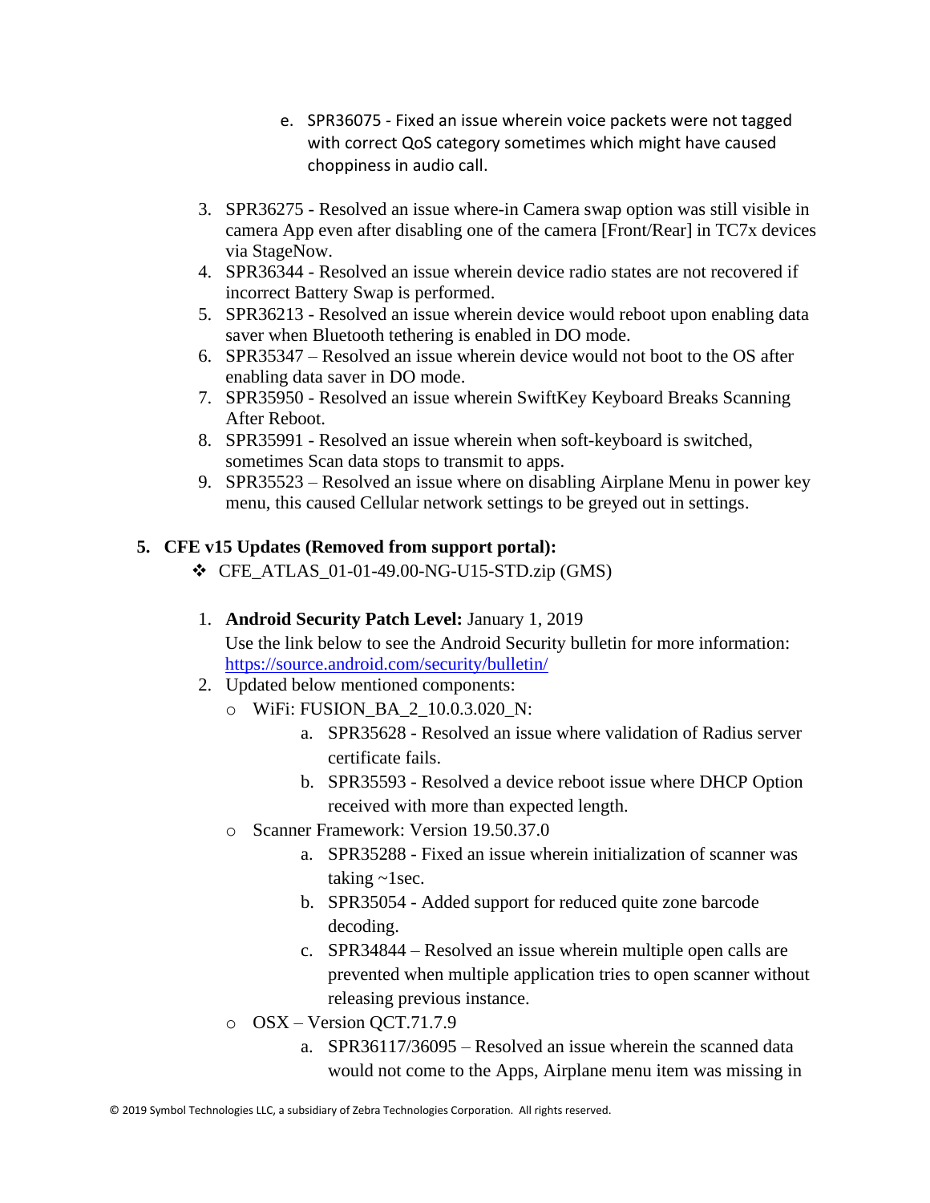e. SPR36075 - Fixed an issue wherein voice packets were not tagged with correct QoS category sometimes which might have caused choppiness in audio call.

3. SPR36275 - Resolved an issue where-in Camera swap option was still visible in camera App even after disabling one of the camera [Front/Rear] in TC7x devices via StageNow.
4. SPR36344 - Resolved an issue wherein device radio states are not recovered if incorrect Battery Swap is performed.
5. SPR36213 - Resolved an issue wherein device would reboot upon enabling data saver when Bluetooth tethering is enabled in DO mode.
6. SPR35347 – Resolved an issue wherein device would not boot to the OS after enabling data saver in DO mode.
7. SPR35950 - Resolved an issue wherein SwiftKey Keyboard Breaks Scanning After Reboot.
8. SPR35991 - Resolved an issue wherein when soft-keyboard is switched, sometimes Scan data stops to transmit to apps.
9. SPR35523 – Resolved an issue where on disabling Airplane Menu in power key menu, this caused Cellular network settings to be greyed out in settings.

## 5. CFE v15 Updates (Removed from support portal):

- CFE_ATLAS_01-01-49.00-NG-U15-STD.zip (GMS)

1. **Android Security Patch Level:** January 1, 2019
   Use the link below to see the Android Security bulletin for more information: https://source.android.com/security/bulletin/
2. Updated below mentioned components:
   - WiFi: FUSION_BA_2_10.0.3.020_N:
     a. SPR35628 - Resolved an issue where validation of Radius server certificate fails.
     b. SPR35593 - Resolved a device reboot issue where DHCP Option received with more than expected length.
   - Scanner Framework: Version 19.50.37.0
     a. SPR35288 - Fixed an issue wherein initialization of scanner was taking ~1sec.
     b. SPR35054 - Added support for reduced quite zone barcode decoding.
     c. SPR34844 – Resolved an issue wherein multiple open calls are prevented when multiple application tries to open scanner without releasing previous instance.
   - OSX – Version QCT.71.7.9
     a. SPR36117/36095 – Resolved an issue wherein the scanned data would not come to the Apps, Airplane menu item was missing in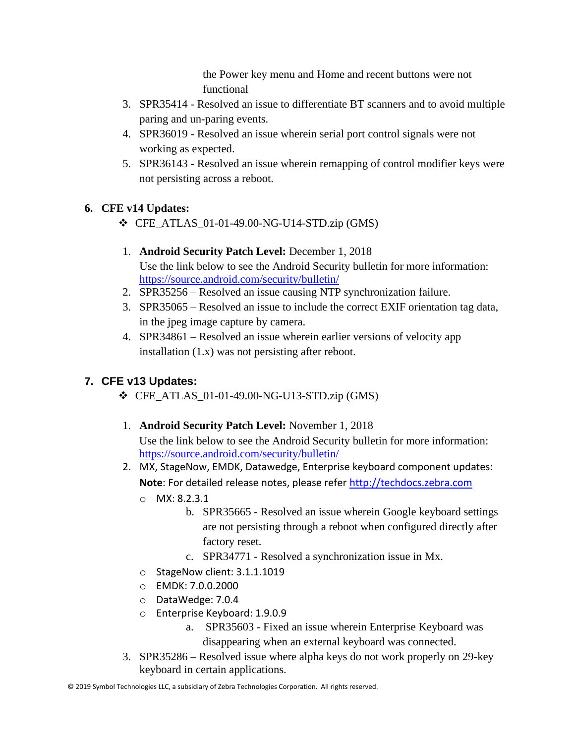the Power key menu and Home and recent buttons were not functional

3. SPR35414 - Resolved an issue to differentiate BT scanners and to avoid multiple paring and un-paring events.
4. SPR36019 - Resolved an issue wherein serial port control signals were not working as expected.
5. SPR36143 - Resolved an issue wherein remapping of control modifier keys were not persisting across a reboot.

## 6. CFE v14 Updates:

❖ CFE_ATLAS_01-01-49.00-NG-U14-STD.zip (GMS)

1. **Android Security Patch Level:** December 1, 2018
   Use the link below to see the Android Security bulletin for more information: [https://source.android.com/security/bulletin/](https://source.android.com/security/bulletin/)
2. SPR35256 – Resolved an issue causing NTP synchronization failure.
3. SPR35065 – Resolved an issue to include the correct EXIF orientation tag data, in the jpeg image capture by camera.
4. SPR34861 – Resolved an issue wherein earlier versions of velocity app installation (1.x) was not persisting after reboot.

## 7. CFE v13 Updates:

❖ CFE_ATLAS_01-01-49.00-NG-U13-STD.zip (GMS)

1. **Android Security Patch Level:** November 1, 2018
   Use the link below to see the Android Security bulletin for more information: [https://source.android.com/security/bulletin/](https://source.android.com/security/bulletin/)
2. MX, StageNow, EMDK, Datawedge, Enterprise keyboard component updates:
   **Note**: For detailed release notes, please refer [http://techdocs.zebra.com](http://techdocs.zebra.com)
   - MX: 8.2.3.1
     b. SPR35665 - Resolved an issue wherein Google keyboard settings are not persisting through a reboot when configured directly after factory reset.
     c. SPR34771 - Resolved a synchronization issue in Mx.
   - StageNow client: 3.1.1.1019
   - EMDK: 7.0.0.2000
   - DataWedge: 7.0.4
   - Enterprise Keyboard: 1.9.0.9
     a. SPR35603 - Fixed an issue wherein Enterprise Keyboard was disappearing when an external keyboard was connected.
3. SPR35286 – Resolved issue where alpha keys do not work properly on 29-key keyboard in certain applications.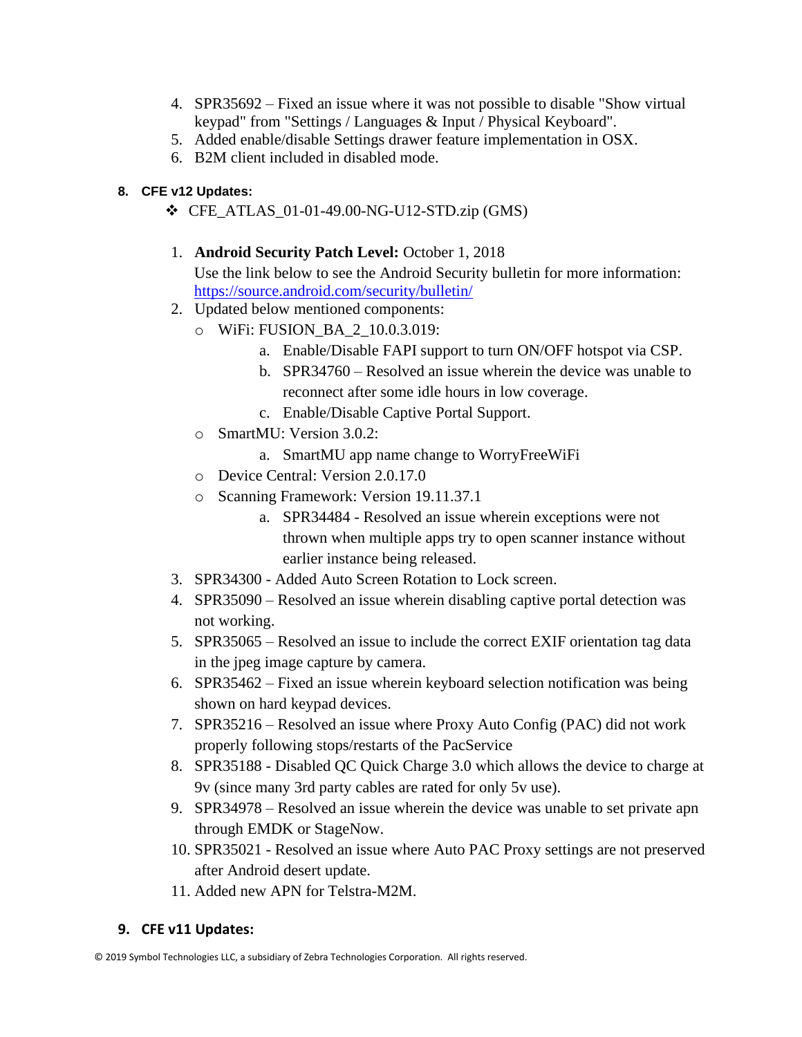4. SPR35692 – Fixed an issue where it was not possible to disable "Show virtual keypad" from "Settings / Languages & Input / Physical Keyboard".
5. Added enable/disable Settings drawer feature implementation in OSX.
6. B2M client included in disabled mode.

## 8. CFE v12 Updates:

- CFE_ATLAS_01-01-49.00-NG-U12-STD.zip (GMS)

1. **Android Security Patch Level:** October 1, 2018
   Use the link below to see the Android Security bulletin for more information: https://source.android.com/security/bulletin/
2. Updated below mentioned components:
   - WiFi: FUSION_BA_2_10.0.3.019:
     a. Enable/Disable FAPI support to turn ON/OFF hotspot via CSP.
     b. SPR34760 – Resolved an issue wherein the device was unable to reconnect after some idle hours in low coverage.
     c. Enable/Disable Captive Portal Support.
   - SmartMU: Version 3.0.2:
     a. SmartMU app name change to WorryFreeWiFi
   - Device Central: Version 2.0.17.0
   - Scanning Framework: Version 19.11.37.1
     a. SPR34484 - Resolved an issue wherein exceptions were not thrown when multiple apps try to open scanner instance without earlier instance being released.
3. SPR34300 - Added Auto Screen Rotation to Lock screen.
4. SPR35090 – Resolved an issue wherein disabling captive portal detection was not working.
5. SPR35065 – Resolved an issue to include the correct EXIF orientation tag data in the jpeg image capture by camera.
6. SPR35462 – Fixed an issue wherein keyboard selection notification was being shown on hard keypad devices.
7. SPR35216 – Resolved an issue where Proxy Auto Config (PAC) did not work properly following stops/restarts of the PacService
8. SPR35188 - Disabled QC Quick Charge 3.0 which allows the device to charge at 9v (since many 3rd party cables are rated for only 5v use).
9. SPR34978 – Resolved an issue wherein the device was unable to set private apn through EMDK or StageNow.
10. SPR35021 - Resolved an issue where Auto PAC Proxy settings are not preserved after Android desert update.
11. Added new APN for Telstra-M2M.

## 9. CFE v11 Updates: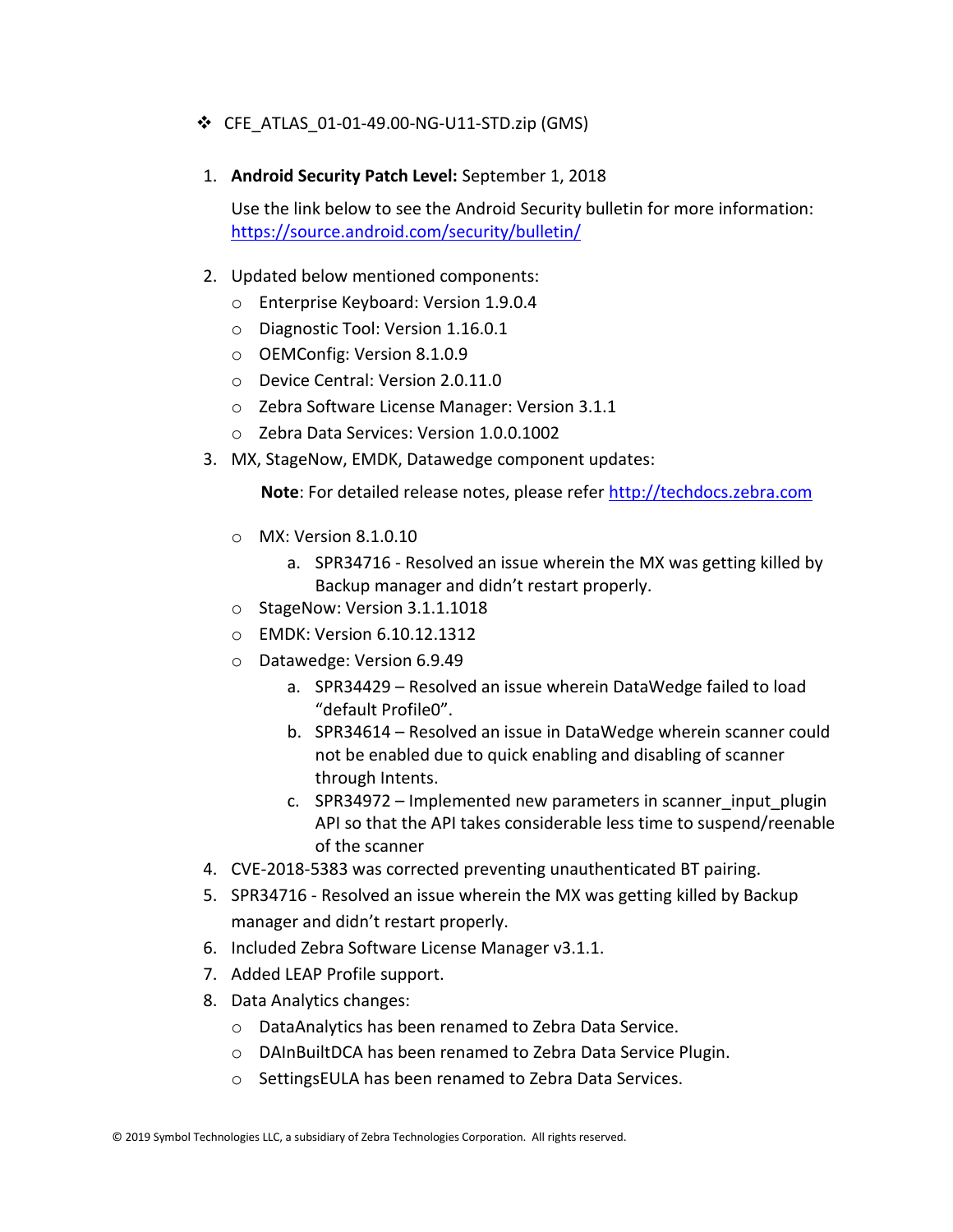- CFE_ATLAS_01-01-49.00-NG-U11-STD.zip (GMS)

1. **Android Security Patch Level:** September 1, 2018

   Use the link below to see the Android Security bulletin for more information: https://source.android.com/security/bulletin/

2. Updated below mentioned components:
   - Enterprise Keyboard: Version 1.9.0.4
   - Diagnostic Tool: Version 1.16.0.1
   - OEMConfig: Version 8.1.0.9
   - Device Central: Version 2.0.11.0
   - Zebra Software License Manager: Version 3.1.1
   - Zebra Data Services: Version 1.0.0.1002
3. MX, StageNow, EMDK, Datawedge component updates:

   **Note**: For detailed release notes, please refer http://techdocs.zebra.com

   - MX: Version 8.1.0.10
     a. SPR34716 - Resolved an issue wherein the MX was getting killed by Backup manager and didn't restart properly.
   - StageNow: Version 3.1.1.1018
   - EMDK: Version 6.10.12.1312
   - Datawedge: Version 6.9.49
     a. SPR34429 – Resolved an issue wherein DataWedge failed to load "default Profile0".
     b. SPR34614 – Resolved an issue in DataWedge wherein scanner could not be enabled due to quick enabling and disabling of scanner through Intents.
     c. SPR34972 – Implemented new parameters in scanner_input_plugin API so that the API takes considerable less time to suspend/reenable of the scanner
4. CVE-2018-5383 was corrected preventing unauthenticated BT pairing.
5. SPR34716 - Resolved an issue wherein the MX was getting killed by Backup manager and didn't restart properly.
6. Included Zebra Software License Manager v3.1.1.
7. Added LEAP Profile support.
8. Data Analytics changes:
   - DataAnalytics has been renamed to Zebra Data Service.
   - DAInBuiltDCA has been renamed to Zebra Data Service Plugin.
   - SettingsEULA has been renamed to Zebra Data Services.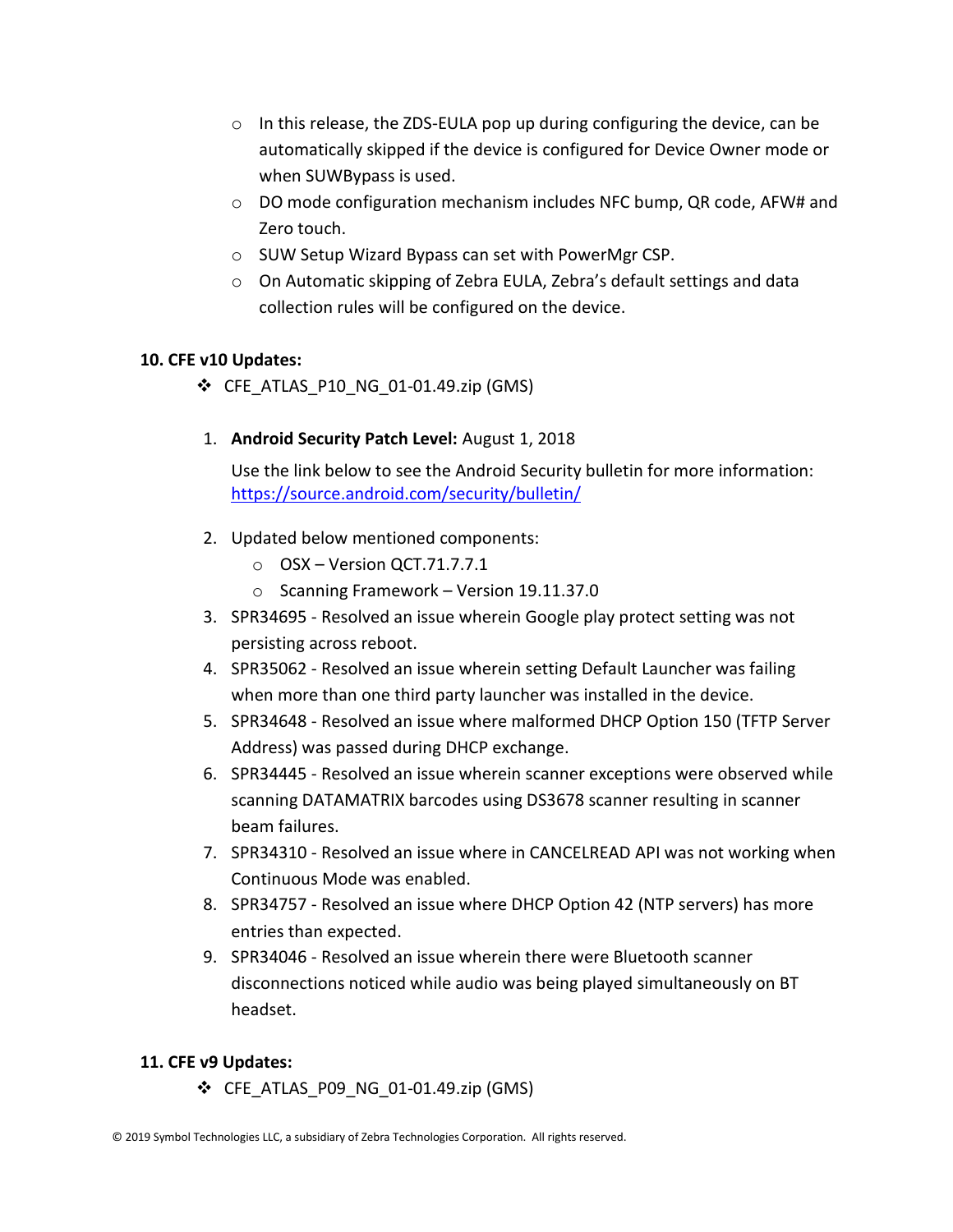- In this release, the ZDS-EULA pop up during configuring the device, can be automatically skipped if the device is configured for Device Owner mode or when SUWBypass is used.
- DO mode configuration mechanism includes NFC bump, QR code, AFW# and Zero touch.
- SUW Setup Wizard Bypass can set with PowerMgr CSP.
- On Automatic skipping of Zebra EULA, Zebra's default settings and data collection rules will be configured on the device.

**10. CFE v10 Updates:**

- CFE_ATLAS_P10_NG_01-01.49.zip (GMS)

1. **Android Security Patch Level:** August 1, 2018

   Use the link below to see the Android Security bulletin for more information: [https://source.android.com/security/bulletin/](https://source.android.com/security/bulletin/)

2. Updated below mentioned components:
   - OSX – Version QCT.71.7.7.1
   - Scanning Framework – Version 19.11.37.0
3. SPR34695 - Resolved an issue wherein Google play protect setting was not persisting across reboot.
4. SPR35062 - Resolved an issue wherein setting Default Launcher was failing when more than one third party launcher was installed in the device.
5. SPR34648 - Resolved an issue where malformed DHCP Option 150 (TFTP Server Address) was passed during DHCP exchange.
6. SPR34445 - Resolved an issue wherein scanner exceptions were observed while scanning DATAMATRIX barcodes using DS3678 scanner resulting in scanner beam failures.
7. SPR34310 - Resolved an issue where in CANCELREAD API was not working when Continuous Mode was enabled.
8. SPR34757 - Resolved an issue where DHCP Option 42 (NTP servers) has more entries than expected.
9. SPR34046 - Resolved an issue wherein there were Bluetooth scanner disconnections noticed while audio was being played simultaneously on BT headset.

**11. CFE v9 Updates:**

- CFE_ATLAS_P09_NG_01-01.49.zip (GMS)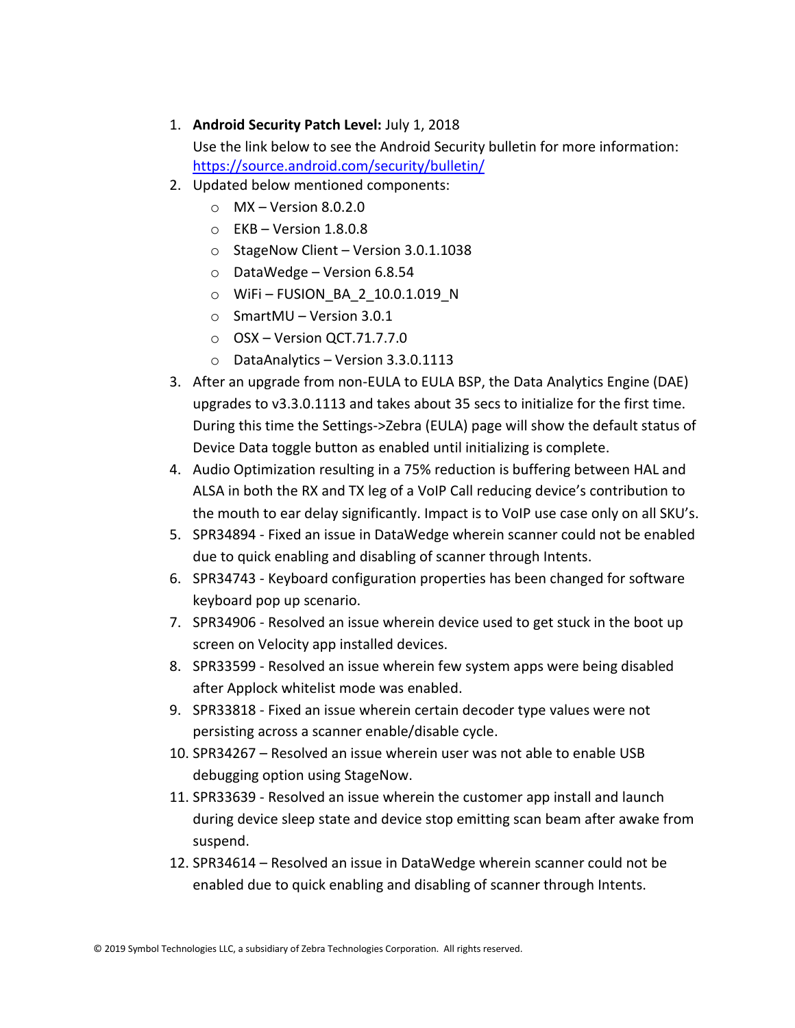1. **Android Security Patch Level:** July 1, 2018
   Use the link below to see the Android Security bulletin for more information: [https://source.android.com/security/bulletin/](https://source.android.com/security/bulletin/)
2. Updated below mentioned components:
   - MX – Version 8.0.2.0
   - EKB – Version 1.8.0.8
   - StageNow Client – Version 3.0.1.1038
   - DataWedge – Version 6.8.54
   - WiFi – FUSION_BA_2_10.0.1.019_N
   - SmartMU – Version 3.0.1
   - OSX – Version QCT.71.7.7.0
   - DataAnalytics – Version 3.3.0.1113
3. After an upgrade from non-EULA to EULA BSP, the Data Analytics Engine (DAE) upgrades to v3.3.0.1113 and takes about 35 secs to initialize for the first time. During this time the Settings->Zebra (EULA) page will show the default status of Device Data toggle button as enabled until initializing is complete.
4. Audio Optimization resulting in a 75% reduction is buffering between HAL and ALSA in both the RX and TX leg of a VoIP Call reducing device's contribution to the mouth to ear delay significantly. Impact is to VoIP use case only on all SKU's.
5. SPR34894 - Fixed an issue in DataWedge wherein scanner could not be enabled due to quick enabling and disabling of scanner through Intents.
6. SPR34743 - Keyboard configuration properties has been changed for software keyboard pop up scenario.
7. SPR34906 - Resolved an issue wherein device used to get stuck in the boot up screen on Velocity app installed devices.
8. SPR33599 - Resolved an issue wherein few system apps were being disabled after Applock whitelist mode was enabled.
9. SPR33818 - Fixed an issue wherein certain decoder type values were not persisting across a scanner enable/disable cycle.
10. SPR34267 – Resolved an issue wherein user was not able to enable USB debugging option using StageNow.
11. SPR33639 - Resolved an issue wherein the customer app install and launch during device sleep state and device stop emitting scan beam after awake from suspend.
12. SPR34614 – Resolved an issue in DataWedge wherein scanner could not be enabled due to quick enabling and disabling of scanner through Intents.

© 2019 Symbol Technologies LLC, a subsidiary of Zebra Technologies Corporation. All rights reserved.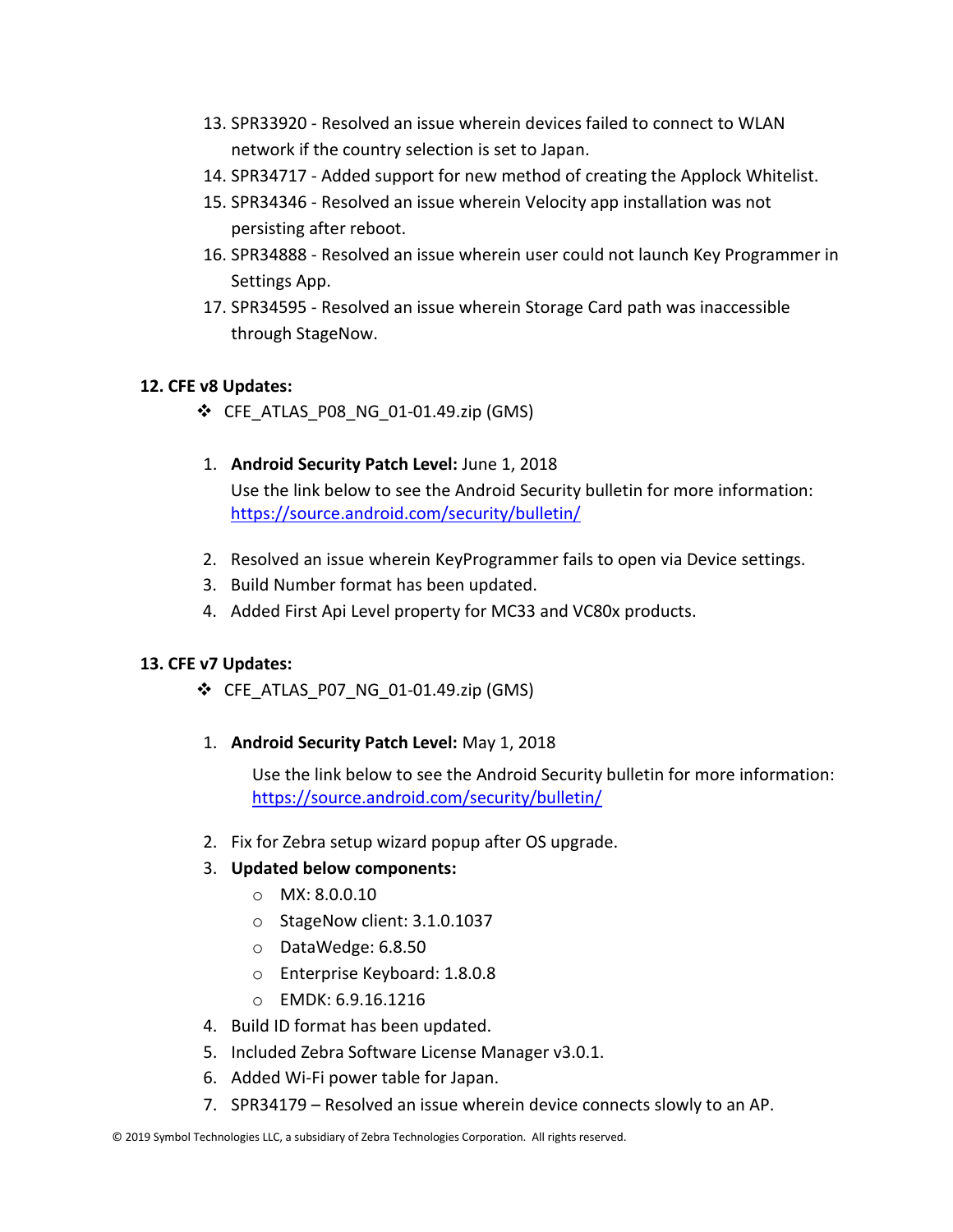13. SPR33920 - Resolved an issue wherein devices failed to connect to WLAN network if the country selection is set to Japan.
14. SPR34717 - Added support for new method of creating the Applock Whitelist.
15. SPR34346 - Resolved an issue wherein Velocity app installation was not persisting after reboot.
16. SPR34888 - Resolved an issue wherein user could not launch Key Programmer in Settings App.
17. SPR34595 - Resolved an issue wherein Storage Card path was inaccessible through StageNow.

**12. CFE v8 Updates:**

- CFE_ATLAS_P08_NG_01-01.49.zip (GMS)

1. **Android Security Patch Level:** June 1, 2018
   Use the link below to see the Android Security bulletin for more information: https://source.android.com/security/bulletin/

2. Resolved an issue wherein KeyProgrammer fails to open via Device settings.
3. Build Number format has been updated.
4. Added First Api Level property for MC33 and VC80x products.

**13. CFE v7 Updates:**

- CFE_ATLAS_P07_NG_01-01.49.zip (GMS)

1. **Android Security Patch Level:** May 1, 2018

   Use the link below to see the Android Security bulletin for more information: https://source.android.com/security/bulletin/

2. Fix for Zebra setup wizard popup after OS upgrade.
3. **Updated below components:**
   - MX: 8.0.0.10
   - StageNow client: 3.1.0.1037
   - DataWedge: 6.8.50
   - Enterprise Keyboard: 1.8.0.8
   - EMDK: 6.9.16.1216
4. Build ID format has been updated.
5. Included Zebra Software License Manager v3.0.1.
6. Added Wi-Fi power table for Japan.
7. SPR34179 – Resolved an issue wherein device connects slowly to an AP.

© 2019 Symbol Technologies LLC, a subsidiary of Zebra Technologies Corporation. All rights reserved.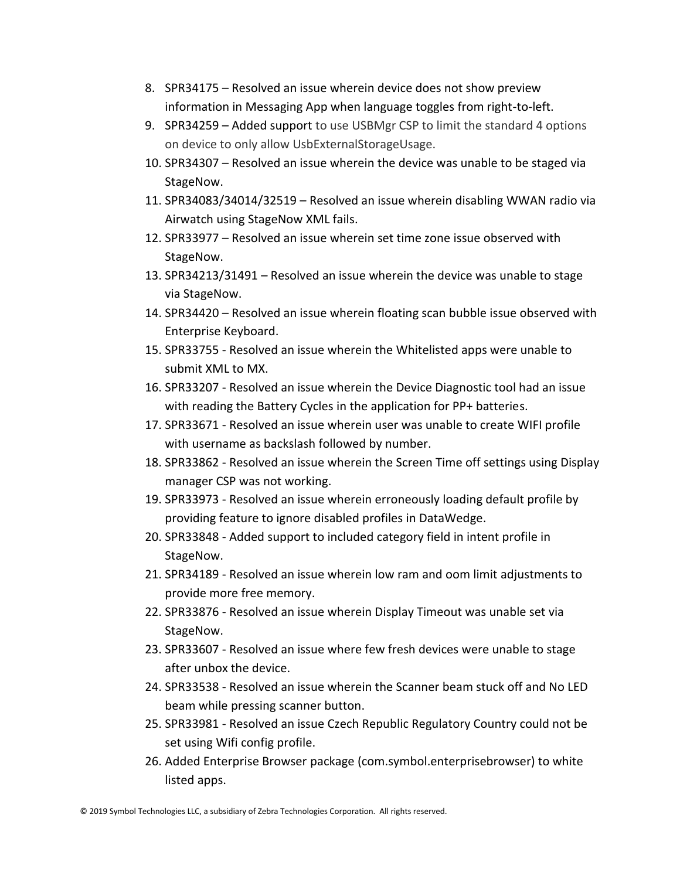8. SPR34175 – Resolved an issue wherein device does not show preview information in Messaging App when language toggles from right-to-left.
9. SPR34259 – Added support to use USBMgr CSP to limit the standard 4 options on device to only allow UsbExternalStorageUsage.
10. SPR34307 – Resolved an issue wherein the device was unable to be staged via StageNow.
11. SPR34083/34014/32519 – Resolved an issue wherein disabling WWAN radio via Airwatch using StageNow XML fails.
12. SPR33977 – Resolved an issue wherein set time zone issue observed with StageNow.
13. SPR34213/31491 – Resolved an issue wherein the device was unable to stage via StageNow.
14. SPR34420 – Resolved an issue wherein floating scan bubble issue observed with Enterprise Keyboard.
15. SPR33755 - Resolved an issue wherein the Whitelisted apps were unable to submit XML to MX.
16. SPR33207 - Resolved an issue wherein the Device Diagnostic tool had an issue with reading the Battery Cycles in the application for PP+ batteries.
17. SPR33671 - Resolved an issue wherein user was unable to create WIFI profile with username as backslash followed by number.
18. SPR33862 - Resolved an issue wherein the Screen Time off settings using Display manager CSP was not working.
19. SPR33973 - Resolved an issue wherein erroneously loading default profile by providing feature to ignore disabled profiles in DataWedge.
20. SPR33848 - Added support to included category field in intent profile in StageNow.
21. SPR34189 - Resolved an issue wherein low ram and oom limit adjustments to provide more free memory.
22. SPR33876 - Resolved an issue wherein Display Timeout was unable set via StageNow.
23. SPR33607 - Resolved an issue where few fresh devices were unable to stage after unbox the device.
24. SPR33538 - Resolved an issue wherein the Scanner beam stuck off and No LED beam while pressing scanner button.
25. SPR33981 - Resolved an issue Czech Republic Regulatory Country could not be set using Wifi config profile.
26. Added Enterprise Browser package (com.symbol.enterprisebrowser) to white listed apps.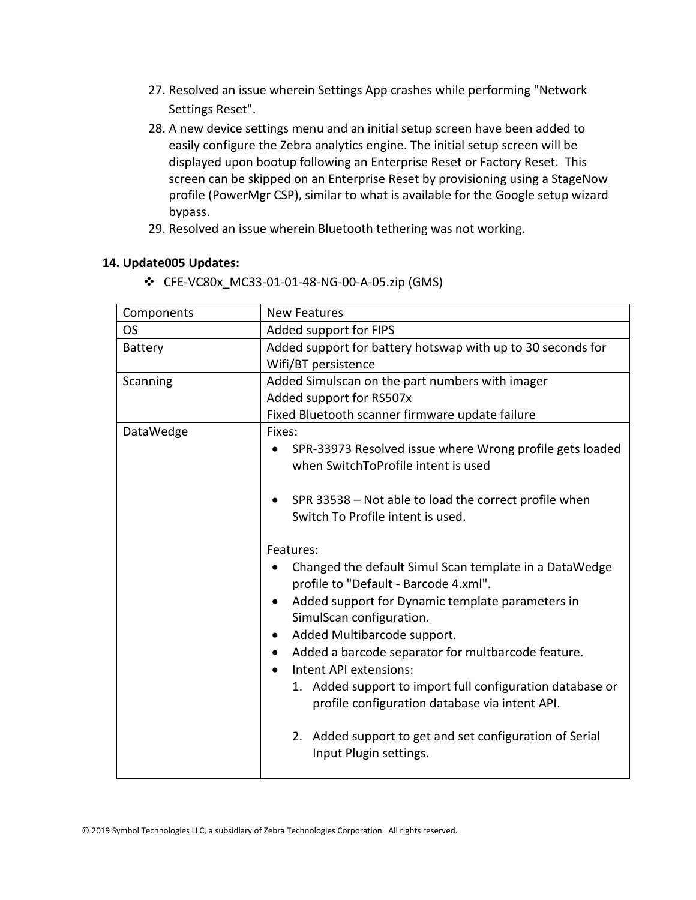27. Resolved an issue wherein Settings App crashes while performing "Network Settings Reset".
28. A new device settings menu and an initial setup screen have been added to easily configure the Zebra analytics engine. The initial setup screen will be displayed upon bootup following an Enterprise Reset or Factory Reset. This screen can be skipped on an Enterprise Reset by provisioning using a StageNow profile (PowerMgr CSP), similar to what is available for the Google setup wizard bypass.
29. Resolved an issue wherein Bluetooth tethering was not working.

**14. Update005 Updates:**

- CFE-VC80x_MC33-01-01-48-NG-00-A-05.zip (GMS)

| Components | New Features |
|---|---|
| OS | Added support for FIPS |
| Battery | Added support for battery hotswap with up to 30 seconds for Wifi/BT persistence |
| Scanning | Added Simulscan on the part numbers with imager<br>Added support for RS507x<br>Fixed Bluetooth scanner firmware update failure |
| DataWedge | Fixes:<br>• SPR-33973 Resolved issue where Wrong profile gets loaded when SwitchToProfile intent is used<br>• SPR 33538 – Not able to load the correct profile when Switch To Profile intent is used.<br><br>Features:<br>• Changed the default Simul Scan template in a DataWedge profile to "Default - Barcode 4.xml".<br>• Added support for Dynamic template parameters in SimulScan configuration.<br>• Added Multibarcode support.<br>• Added a barcode separator for multbarcode feature.<br>• Intent API extensions:<br>1. Added support to import full configuration database or profile configuration database via intent API.<br>2. Added support to get and set configuration of Serial Input Plugin settings. |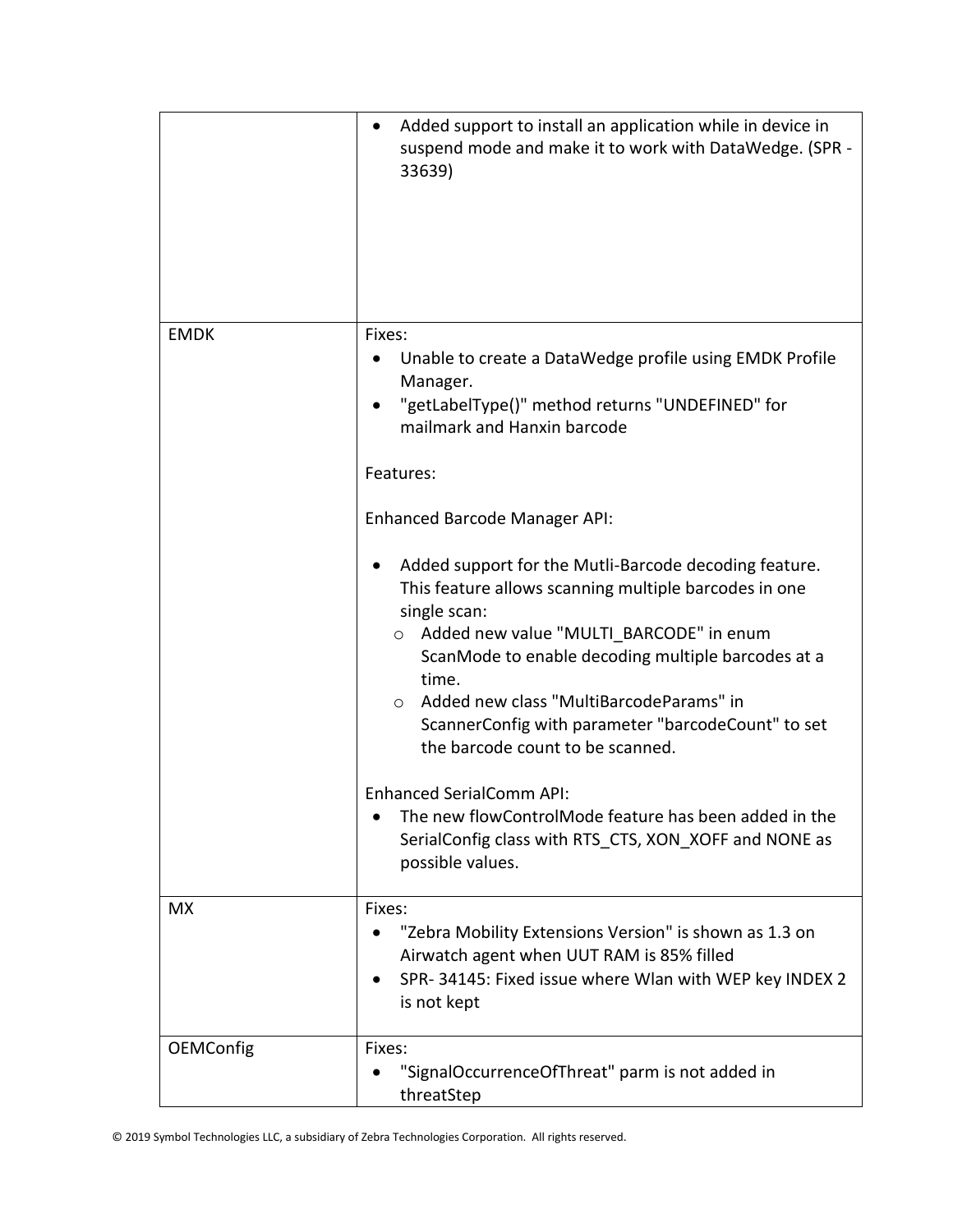| | |
|---|---|
| | <ul><li>Added support to install an application while in device in suspend mode and make it to work with DataWedge. (SPR - 33639)</li></ul> |
| EMDK | Fixes:<ul><li>Unable to create a DataWedge profile using EMDK Profile Manager.</li><li>"getLabelType()" method returns "UNDEFINED" for mailmark and Hanxin barcode</li></ul>Features:<br><br>Enhanced Barcode Manager API:<ul><li>Added support for the Mutli-Barcode decoding feature. This feature allows scanning multiple barcodes in one single scan:<ul><li>Added new value "MULTI_BARCODE" in enum ScanMode to enable decoding multiple barcodes at a time.</li><li>Added new class "MultiBarcodeParams" in ScannerConfig with parameter "barcodeCount" to set the barcode count to be scanned.</li></ul></li></ul>Enhanced SerialComm API:<ul><li>The new flowControlMode feature has been added in the SerialConfig class with RTS_CTS, XON_XOFF and NONE as possible values.</li></ul> |
| MX | Fixes:<ul><li>"Zebra Mobility Extensions Version" is shown as 1.3 on Airwatch agent when UUT RAM is 85% filled</li><li>SPR- 34145: Fixed issue where Wlan with WEP key INDEX 2 is not kept</li></ul> |
| OEMConfig | Fixes:<ul><li>"SignalOccurrenceOfThreat" parm is not added in threatStep</li></ul> |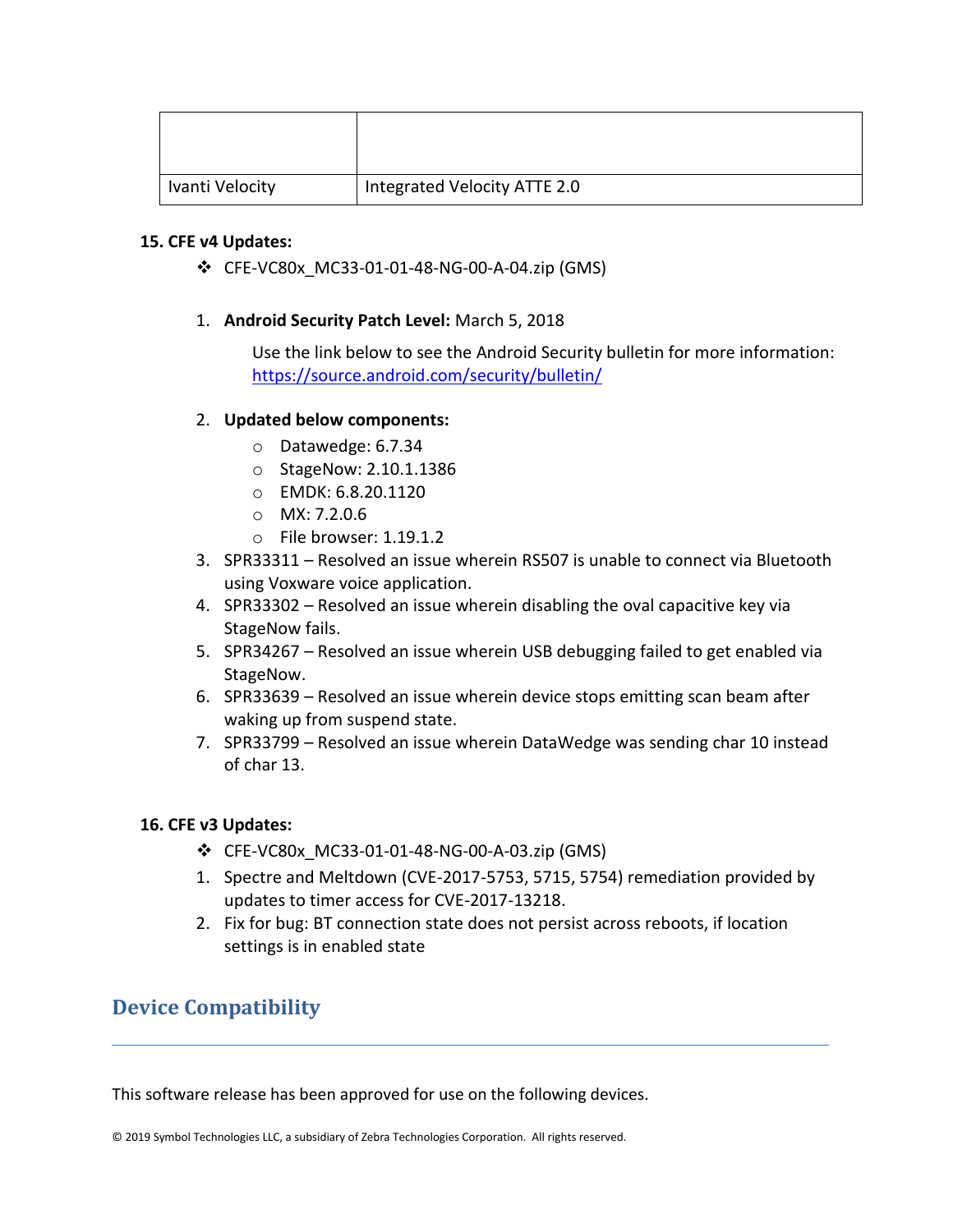| | |
|---|---|
| Ivanti Velocity | Integrated Velocity ATTE 2.0 |

**15. CFE v4 Updates:**

- CFE-VC80x_MC33-01-01-48-NG-00-A-04.zip (GMS)

1. **Android Security Patch Level:** March 5, 2018

   Use the link below to see the Android Security bulletin for more information: [https://source.android.com/security/bulletin/](https://source.android.com/security/bulletin/)

2. **Updated below components:**
   - Datawedge: 6.7.34
   - StageNow: 2.10.1.1386
   - EMDK: 6.8.20.1120
   - MX: 7.2.0.6
   - File browser: 1.19.1.2
3. SPR33311 – Resolved an issue wherein RS507 is unable to connect via Bluetooth using Voxware voice application.
4. SPR33302 – Resolved an issue wherein disabling the oval capacitive key via StageNow fails.
5. SPR34267 – Resolved an issue wherein USB debugging failed to get enabled via StageNow.
6. SPR33639 – Resolved an issue wherein device stops emitting scan beam after waking up from suspend state.
7. SPR33799 – Resolved an issue wherein DataWedge was sending char 10 instead of char 13.

**16. CFE v3 Updates:**

- CFE-VC80x_MC33-01-01-48-NG-00-A-03.zip (GMS)

1. Spectre and Meltdown (CVE-2017-5753, 5715, 5754) remediation provided by updates to timer access for CVE-2017-13218.
2. Fix for bug: BT connection state does not persist across reboots, if location settings is in enabled state

## Device Compatibility

This software release has been approved for use on the following devices.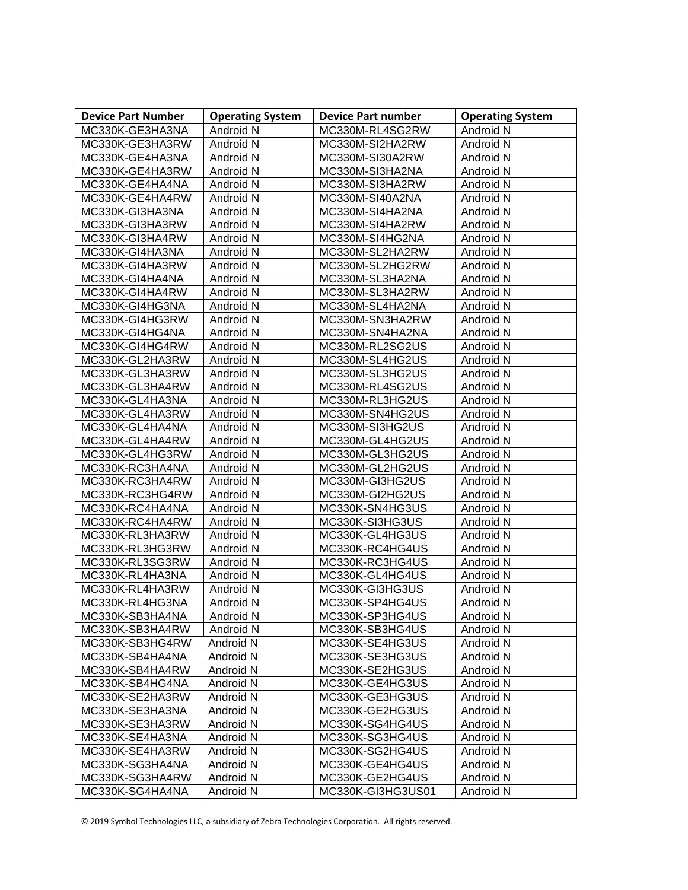| Device Part Number | Operating System | Device Part number | Operating System |
|---|---|---|---|
| MC330K-GE3HA3NA | Android N | MC330M-RL4SG2RW | Android N |
| MC330K-GE3HA3RW | Android N | MC330M-SI2HA2RW | Android N |
| MC330K-GE4HA3NA | Android N | MC330M-SI30A2RW | Android N |
| MC330K-GE4HA3RW | Android N | MC330M-SI3HA2NA | Android N |
| MC330K-GE4HA4NA | Android N | MC330M-SI3HA2RW | Android N |
| MC330K-GE4HA4RW | Android N | MC330M-SI40A2NA | Android N |
| MC330K-GI3HA3NA | Android N | MC330M-SI4HA2NA | Android N |
| MC330K-GI3HA3RW | Android N | MC330M-SI4HA2RW | Android N |
| MC330K-GI3HA4RW | Android N | MC330M-SI4HG2NA | Android N |
| MC330K-GI4HA3NA | Android N | MC330M-SL2HA2RW | Android N |
| MC330K-GI4HA3RW | Android N | MC330M-SL2HG2RW | Android N |
| MC330K-GI4HA4NA | Android N | MC330M-SL3HA2NA | Android N |
| MC330K-GI4HA4RW | Android N | MC330M-SL3HA2RW | Android N |
| MC330K-GI4HG3NA | Android N | MC330M-SL4HA2NA | Android N |
| MC330K-GI4HG3RW | Android N | MC330M-SN3HA2RW | Android N |
| MC330K-GI4HG4NA | Android N | MC330M-SN4HA2NA | Android N |
| MC330K-GI4HG4RW | Android N | MC330M-RL2SG2US | Android N |
| MC330K-GL2HA3RW | Android N | MC330M-SL4HG2US | Android N |
| MC330K-GL3HA3RW | Android N | MC330M-SL3HG2US | Android N |
| MC330K-GL3HA4RW | Android N | MC330M-RL4SG2US | Android N |
| MC330K-GL4HA3NA | Android N | MC330M-RL3HG2US | Android N |
| MC330K-GL4HA3RW | Android N | MC330M-SN4HG2US | Android N |
| MC330K-GL4HA4NA | Android N | MC330M-SI3HG2US | Android N |
| MC330K-GL4HA4RW | Android N | MC330M-GL4HG2US | Android N |
| MC330K-GL4HG3RW | Android N | MC330M-GL3HG2US | Android N |
| MC330K-RC3HA4NA | Android N | MC330M-GL2HG2US | Android N |
| MC330K-RC3HA4RW | Android N | MC330M-GI3HG2US | Android N |
| MC330K-RC3HG4RW | Android N | MC330M-GI2HG2US | Android N |
| MC330K-RC4HA4NA | Android N | MC330K-SN4HG3US | Android N |
| MC330K-RC4HA4RW | Android N | MC330K-SI3HG3US | Android N |
| MC330K-RL3HA3RW | Android N | MC330K-GL4HG3US | Android N |
| MC330K-RL3HG3RW | Android N | MC330K-RC4HG4US | Android N |
| MC330K-RL3SG3RW | Android N | MC330K-RC3HG4US | Android N |
| MC330K-RL4HA3NA | Android N | MC330K-GL4HG4US | Android N |
| MC330K-RL4HA3RW | Android N | MC330K-GI3HG3US | Android N |
| MC330K-RL4HG3NA | Android N | MC330K-SP4HG4US | Android N |
| MC330K-SB3HA4NA | Android N | MC330K-SP3HG4US | Android N |
| MC330K-SB3HA4RW | Android N | MC330K-SB3HG4US | Android N |
| MC330K-SB3HG4RW | Android N | MC330K-SE4HG3US | Android N |
| MC330K-SB4HA4NA | Android N | MC330K-SE3HG3US | Android N |
| MC330K-SB4HA4RW | Android N | MC330K-SE2HG3US | Android N |
| MC330K-SB4HG4NA | Android N | MC330K-GE4HG3US | Android N |
| MC330K-SE2HA3RW | Android N | MC330K-GE3HG3US | Android N |
| MC330K-SE3HA3NA | Android N | MC330K-GE2HG3US | Android N |
| MC330K-SE3HA3RW | Android N | MC330K-SG4HG4US | Android N |
| MC330K-SE4HA3NA | Android N | MC330K-SG3HG4US | Android N |
| MC330K-SE4HA3RW | Android N | MC330K-SG2HG4US | Android N |
| MC330K-SG3HA4NA | Android N | MC330K-GE4HG4US | Android N |
| MC330K-SG3HA4RW | Android N | MC330K-GE2HG4US | Android N |
| MC330K-SG4HA4NA | Android N | MC330K-GI3HG3US01 | Android N |

© 2019 Symbol Technologies LLC, a subsidiary of Zebra Technologies Corporation. All rights reserved.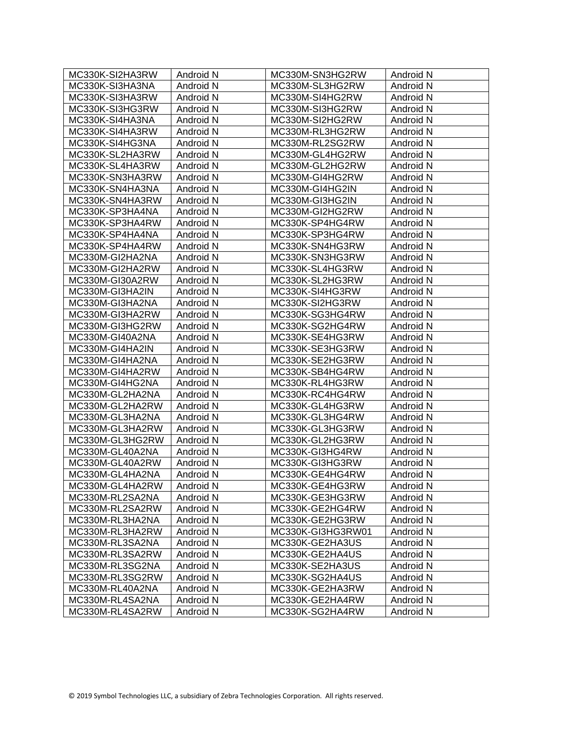| MC330K-SI2HA3RW | Android N | MC330M-SN3HG2RW | Android N |
|---|---|---|---|
| MC330K-SI3HA3NA | Android N | MC330M-SL3HG2RW | Android N |
| MC330K-SI3HA3RW | Android N | MC330M-SI4HG2RW | Android N |
| MC330K-SI3HG3RW | Android N | MC330M-SI3HG2RW | Android N |
| MC330K-SI4HA3NA | Android N | MC330M-SI2HG2RW | Android N |
| MC330K-SI4HA3RW | Android N | MC330M-RL3HG2RW | Android N |
| MC330K-SI4HG3NA | Android N | MC330M-RL2SG2RW | Android N |
| MC330K-SL2HA3RW | Android N | MC330M-GL4HG2RW | Android N |
| MC330K-SL4HA3RW | Android N | MC330M-GL2HG2RW | Android N |
| MC330K-SN3HA3RW | Android N | MC330M-GI4HG2RW | Android N |
| MC330K-SN4HA3NA | Android N | MC330M-GI4HG2IN | Android N |
| MC330K-SN4HA3RW | Android N | MC330M-GI3HG2IN | Android N |
| MC330K-SP3HA4NA | Android N | MC330M-GI2HG2RW | Android N |
| MC330K-SP3HA4RW | Android N | MC330K-SP4HG4RW | Android N |
| MC330K-SP4HA4NA | Android N | MC330K-SP3HG4RW | Android N |
| MC330K-SP4HA4RW | Android N | MC330K-SN4HG3RW | Android N |
| MC330M-GI2HA2NA | Android N | MC330K-SN3HG3RW | Android N |
| MC330M-GI2HA2RW | Android N | MC330K-SL4HG3RW | Android N |
| MC330M-GI30A2RW | Android N | MC330K-SL2HG3RW | Android N |
| MC330M-GI3HA2IN | Android N | MC330K-SI4HG3RW | Android N |
| MC330M-GI3HA2NA | Android N | MC330K-SI2HG3RW | Android N |
| MC330M-GI3HA2RW | Android N | MC330K-SG3HG4RW | Android N |
| MC330M-GI3HG2RW | Android N | MC330K-SG2HG4RW | Android N |
| MC330M-GI40A2NA | Android N | MC330K-SE4HG3RW | Android N |
| MC330M-GI4HA2IN | Android N | MC330K-SE3HG3RW | Android N |
| MC330M-GI4HA2NA | Android N | MC330K-SE2HG3RW | Android N |
| MC330M-GI4HA2RW | Android N | MC330K-SB4HG4RW | Android N |
| MC330M-GI4HG2NA | Android N | MC330K-RL4HG3RW | Android N |
| MC330M-GL2HA2NA | Android N | MC330K-RC4HG4RW | Android N |
| MC330M-GL2HA2RW | Android N | MC330K-GL4HG3RW | Android N |
| MC330M-GL3HA2NA | Android N | MC330K-GL3HG4RW | Android N |
| MC330M-GL3HA2RW | Android N | MC330K-GL3HG3RW | Android N |
| MC330M-GL3HG2RW | Android N | MC330K-GL2HG3RW | Android N |
| MC330M-GL40A2NA | Android N | MC330K-GI3HG4RW | Android N |
| MC330M-GL40A2RW | Android N | MC330K-GI3HG3RW | Android N |
| MC330M-GL4HA2NA | Android N | MC330K-GE4HG4RW | Android N |
| MC330M-GL4HA2RW | Android N | MC330K-GE4HG3RW | Android N |
| MC330M-RL2SA2NA | Android N | MC330K-GE3HG3RW | Android N |
| MC330M-RL2SA2RW | Android N | MC330K-GE2HG4RW | Android N |
| MC330M-RL3HA2NA | Android N | MC330K-GE2HG3RW | Android N |
| MC330M-RL3HA2RW | Android N | MC330K-GI3HG3RW01 | Android N |
| MC330M-RL3SA2NA | Android N | MC330K-GE2HA3US | Android N |
| MC330M-RL3SA2RW | Android N | MC330K-GE2HA4US | Android N |
| MC330M-RL3SG2NA | Android N | MC330K-SE2HA3US | Android N |
| MC330M-RL3SG2RW | Android N | MC330K-SG2HA4US | Android N |
| MC330M-RL40A2NA | Android N | MC330K-GE2HA3RW | Android N |
| MC330M-RL4SA2NA | Android N | MC330K-GE2HA4RW | Android N |
| MC330M-RL4SA2RW | Android N | MC330K-SG2HA4RW | Android N |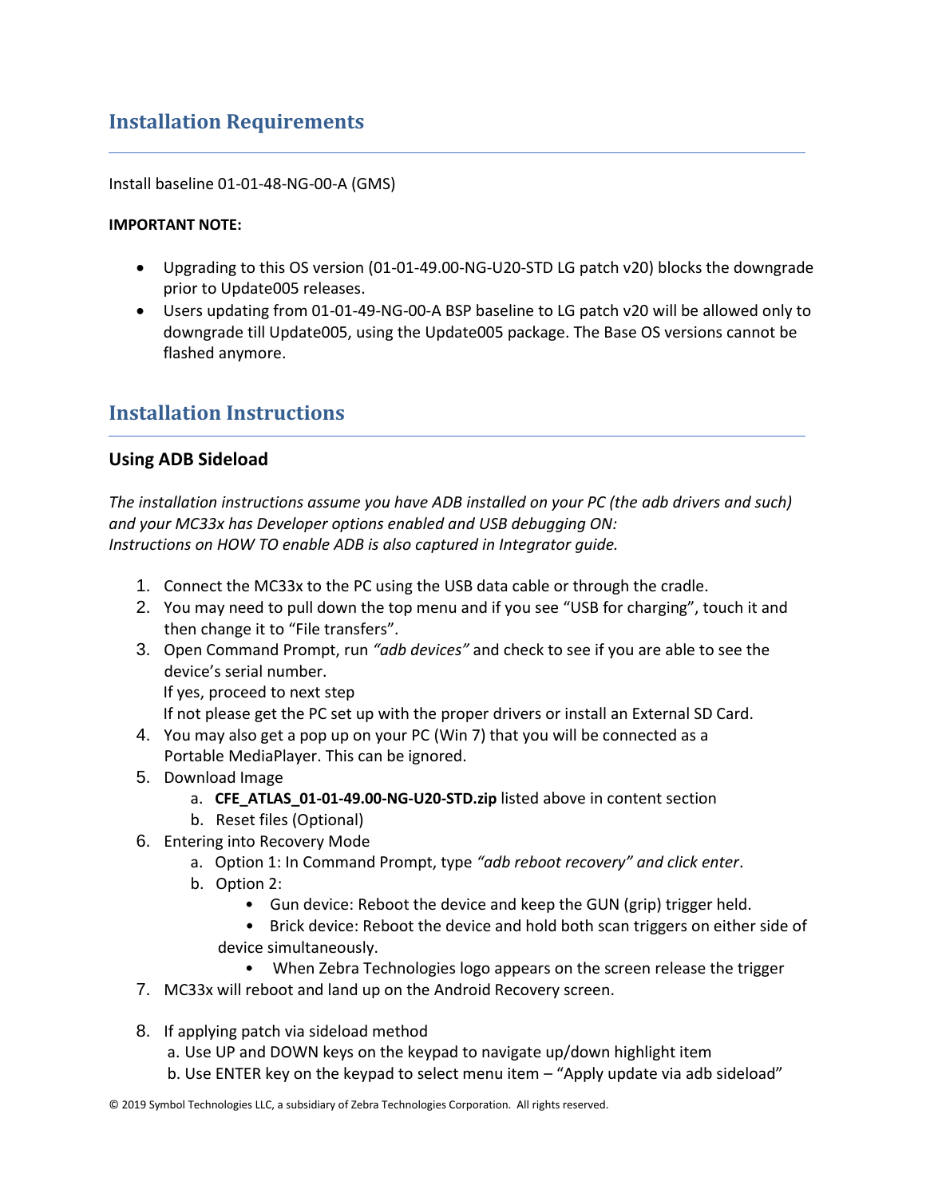## Installation Requirements

Install baseline 01-01-48-NG-00-A (GMS)

**IMPORTANT NOTE:**

- Upgrading to this OS version (01-01-49.00-NG-U20-STD LG patch v20) blocks the downgrade prior to Update005 releases.
- Users updating from 01-01-49-NG-00-A BSP baseline to LG patch v20 will be allowed only to downgrade till Update005, using the Update005 package. The Base OS versions cannot be flashed anymore.

## Installation Instructions

### Using ADB Sideload

*The installation instructions assume you have ADB installed on your PC (the adb drivers and such) and your MC33x has Developer options enabled and USB debugging ON:*
*Instructions on HOW TO enable ADB is also captured in Integrator guide.*

1. Connect the MC33x to the PC using the USB data cable or through the cradle.
2. You may need to pull down the top menu and if you see "USB for charging", touch it and then change it to "File transfers".
3. Open Command Prompt, run *"adb devices"* and check to see if you are able to see the device's serial number.
   If yes, proceed to next step
   If not please get the PC set up with the proper drivers or install an External SD Card.
4. You may also get a pop up on your PC (Win 7) that you will be connected as a Portable MediaPlayer. This can be ignored.
5. Download Image
   a. **CFE_ATLAS_01-01-49.00-NG-U20-STD.zip** listed above in content section
   b. Reset files (Optional)
6. Entering into Recovery Mode
   a. Option 1: In Command Prompt, type *"adb reboot recovery" and click enter*.
   b. Option 2:
      - Gun device: Reboot the device and keep the GUN (grip) trigger held.
      - Brick device: Reboot the device and hold both scan triggers on either side of device simultaneously.
      - When Zebra Technologies logo appears on the screen release the trigger
7. MC33x will reboot and land up on the Android Recovery screen.
8. If applying patch via sideload method
   a. Use UP and DOWN keys on the keypad to navigate up/down highlight item
   b. Use ENTER key on the keypad to select menu item – "Apply update via adb sideload"

© 2019 Symbol Technologies LLC, a subsidiary of Zebra Technologies Corporation. All rights reserved.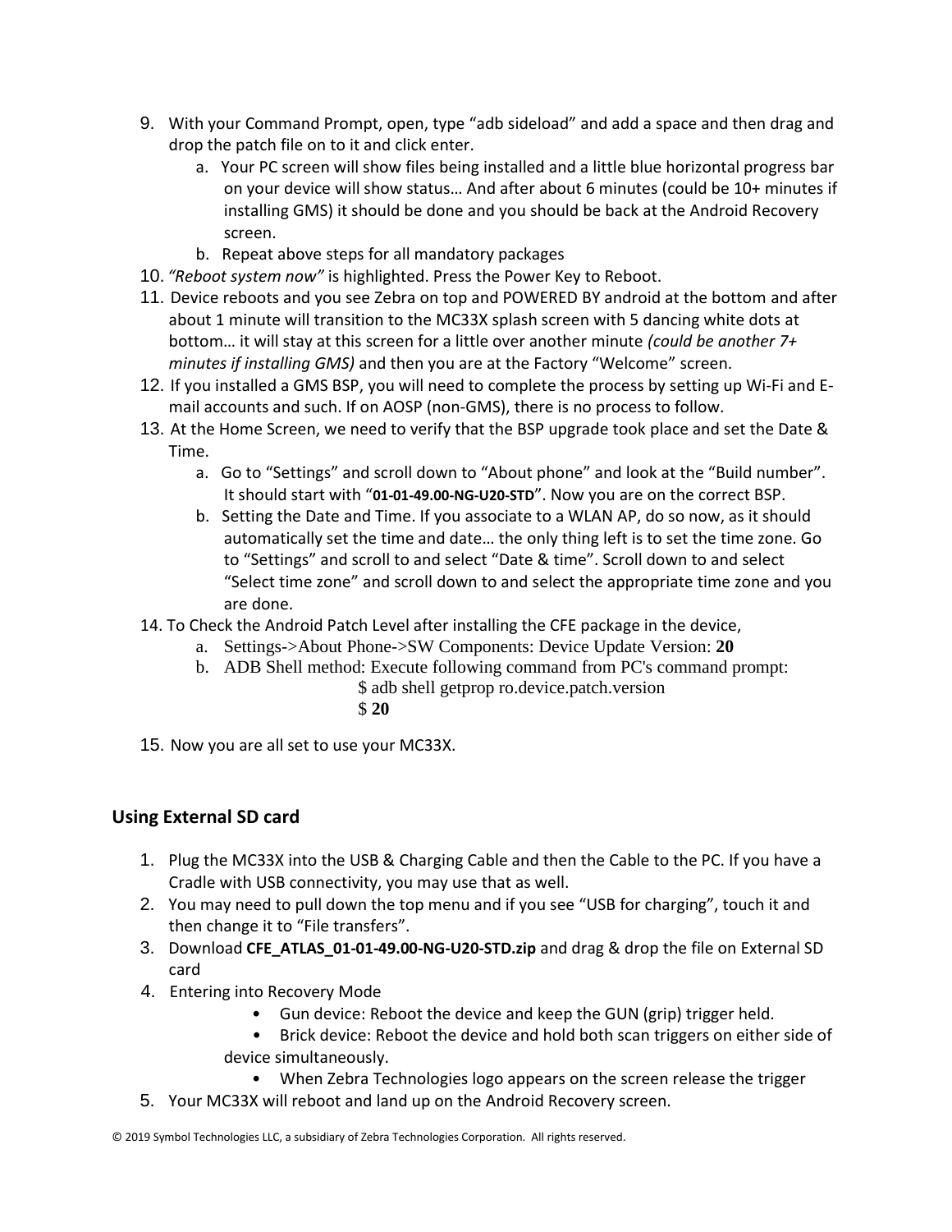9. With your Command Prompt, open, type "adb sideload" and add a space and then drag and drop the patch file on to it and click enter.
   a. Your PC screen will show files being installed and a little blue horizontal progress bar on your device will show status… And after about 6 minutes (could be 10+ minutes if installing GMS) it should be done and you should be back at the Android Recovery screen.
   b. Repeat above steps for all mandatory packages
10. *"Reboot system now"* is highlighted. Press the Power Key to Reboot.
11. Device reboots and you see Zebra on top and POWERED BY android at the bottom and after about 1 minute will transition to the MC33X splash screen with 5 dancing white dots at bottom… it will stay at this screen for a little over another minute *(could be another 7+ minutes if installing GMS)* and then you are at the Factory "Welcome" screen.
12. If you installed a GMS BSP, you will need to complete the process by setting up Wi-Fi and E-mail accounts and such. If on AOSP (non-GMS), there is no process to follow.
13. At the Home Screen, we need to verify that the BSP upgrade took place and set the Date & Time.
    a. Go to "Settings" and scroll down to "About phone" and look at the "Build number". It should start with "**01-01-49.00-NG-U20-STD**". Now you are on the correct BSP.
    b. Setting the Date and Time. If you associate to a WLAN AP, do so now, as it should automatically set the time and date… the only thing left is to set the time zone. Go to "Settings" and scroll to and select "Date & time". Scroll down to and select "Select time zone" and scroll down to and select the appropriate time zone and you are done.
14. To Check the Android Patch Level after installing the CFE package in the device,
    a. Settings->About Phone->SW Components: Device Update Version: **20**
    b. ADB Shell method: Execute following command from PC's command prompt:

       $ adb shell getprop ro.device.patch.version

       $ **20**
15. Now you are all set to use your MC33X.

## Using External SD card

1. Plug the MC33X into the USB & Charging Cable and then the Cable to the PC. If you have a Cradle with USB connectivity, you may use that as well.
2. You may need to pull down the top menu and if you see "USB for charging", touch it and then change it to "File transfers".
3. Download **CFE_ATLAS_01-01-49.00-NG-U20-STD.zip** and drag & drop the file on External SD card
4. Entering into Recovery Mode
   - Gun device: Reboot the device and keep the GUN (grip) trigger held.
   - Brick device: Reboot the device and hold both scan triggers on either side of device simultaneously.
   - When Zebra Technologies logo appears on the screen release the trigger
5. Your MC33X will reboot and land up on the Android Recovery screen.

© 2019 Symbol Technologies LLC, a subsidiary of Zebra Technologies Corporation. All rights reserved.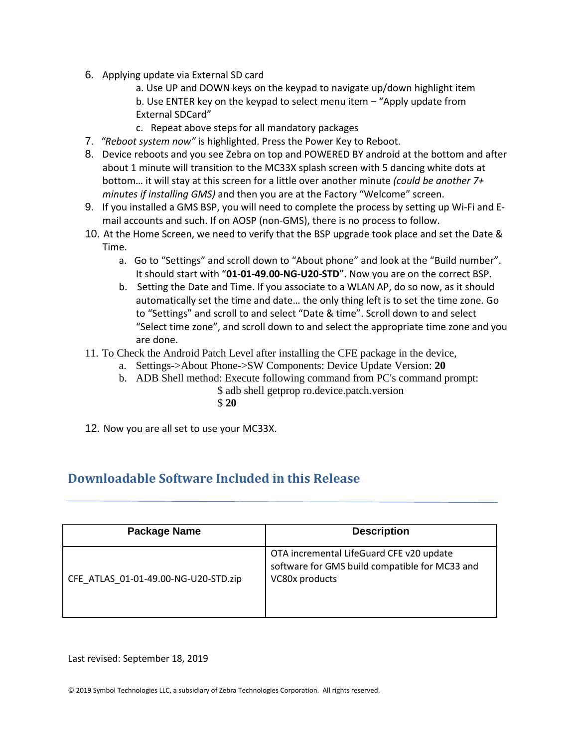6. Applying update via External SD card
    a. Use UP and DOWN keys on the keypad to navigate up/down highlight item
    b. Use ENTER key on the keypad to select menu item – "Apply update from External SDCard"
    c. Repeat above steps for all mandatory packages
7. *"Reboot system now"* is highlighted. Press the Power Key to Reboot.
8. Device reboots and you see Zebra on top and POWERED BY android at the bottom and after about 1 minute will transition to the MC33X splash screen with 5 dancing white dots at bottom… it will stay at this screen for a little over another minute *(could be another 7+ minutes if installing GMS)* and then you are at the Factory "Welcome" screen.
9. If you installed a GMS BSP, you will need to complete the process by setting up Wi-Fi and E-mail accounts and such. If on AOSP (non-GMS), there is no process to follow.
10. At the Home Screen, we need to verify that the BSP upgrade took place and set the Date & Time.
    a. Go to "Settings" and scroll down to "About phone" and look at the "Build number". It should start with "**01-01-49.00-NG-U20-STD**". Now you are on the correct BSP.
    b. Setting the Date and Time. If you associate to a WLAN AP, do so now, as it should automatically set the time and date… the only thing left is to set the time zone. Go to "Settings" and scroll to and select "Date & time". Scroll down to and select "Select time zone", and scroll down to and select the appropriate time zone and you are done.
11. To Check the Android Patch Level after installing the CFE package in the device,
    a. Settings->About Phone->SW Components: Device Update Version: **20**
    b. ADB Shell method: Execute following command from PC's command prompt:
       $ adb shell getprop ro.device.patch.version
       $ **20**
12. Now you are all set to use your MC33X.

## Downloadable Software Included in this Release

| Package Name | Description |
|---|---|
| CFE_ATLAS_01-01-49.00-NG-U20-STD.zip | OTA incremental LifeGuard CFE v20 update software for GMS build compatible for MC33 and VC80x products |

Last revised: September 18, 2019

© 2019 Symbol Technologies LLC, a subsidiary of Zebra Technologies Corporation. All rights reserved.